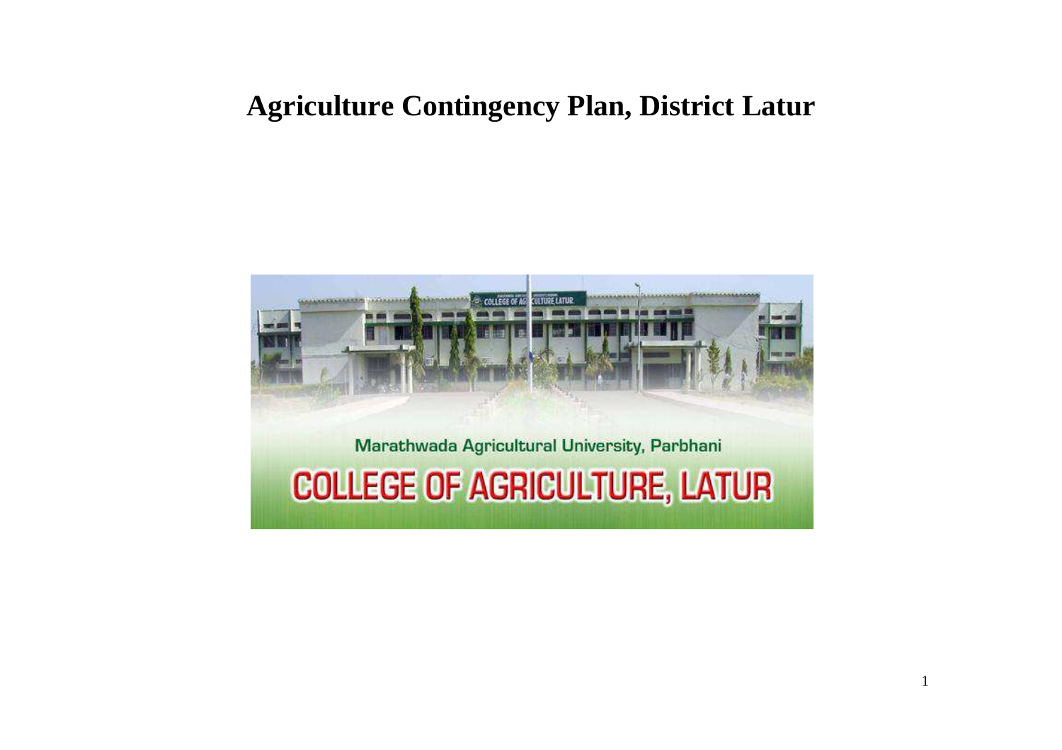# Agriculture Contingency Plan, District Latur

Marathwada Agricultural University, Parbhani

COLLEGE OF AGRICULTURE, LATUR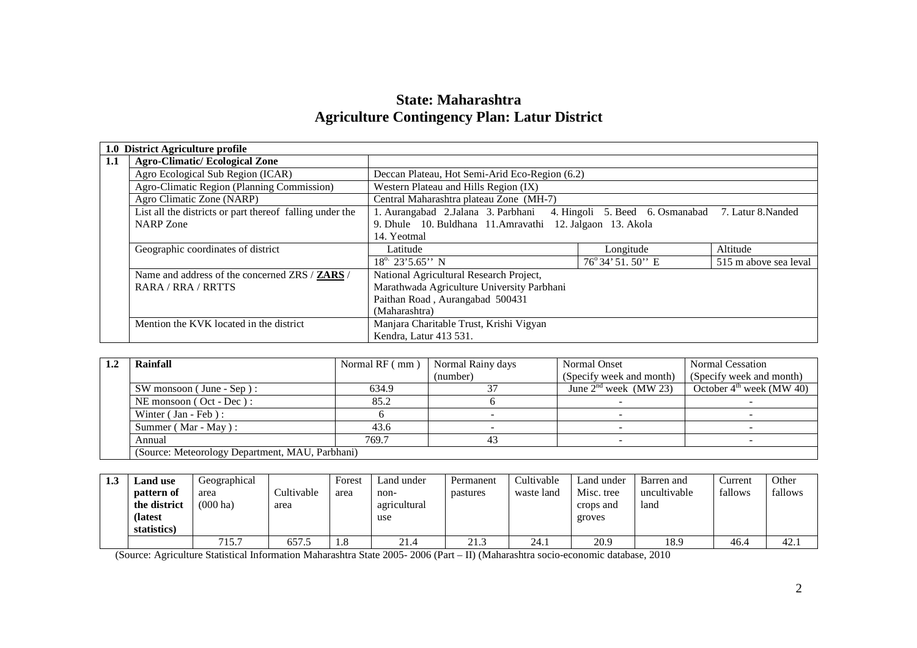# State: Maharashtra
# Agriculture Contingency Plan: Latur District

| **1.0** | **District Agriculture profile** | | | |
|---|---|---|---|---|
| **1.1** | **Agro-Climatic/ Ecological Zone** | | | |
| | Agro Ecological Sub Region (ICAR) | Deccan Plateau, Hot Semi-Arid Eco-Region (6.2) | | |
| | Agro-Climatic Region (Planning Commission) | Western Plateau and Hills Region (IX) | | |
| | Agro Climatic Zone (NARP) | Central Maharashtra plateau Zone (MH-7) | | |
| | List all the districts or part thereof falling under the NARP Zone | 1. Aurangabad 2.Jalana 3. Parbhani 4. Hingoli 5. Beed 6. Osmanabad 7. Latur 8.Nanded 9. Dhule 10. Buldhana 11.Amravathi 12. Jalgaon 13. Akola 14. Yeotmal | | |
| | Geographic coordinates of district | Latitude | Longitude | Altitude |
| | | $18^{o.}$ 23'5.65'' N | $76^{o}$ 34' 51. 50'' E | 515 m above sea leval |
| | Name and address of the concerned ZRS / **ZARS** / RARA / RRA / RRTTS | National Agricultural Research Project, Marathwada Agriculture University Parbhani Paithan Road , Aurangabad 500431 (Maharashtra) | | |
| | Mention the KVK located in the district | Manjara Charitable Trust, Krishi Vigyan Kendra, Latur 413 531. | | |

| **1.2** | **Rainfall** | Normal RF ( mm ) | Normal Rainy days (number) | Normal Onset (Specify week and month) | Normal Cessation (Specify week and month) |
|---|---|---|---|---|---|
| | SW monsoon ( June - Sep ) : | 634.9 | 37 | June 2nd week (MW 23) | October 4th week (MW 40) |
| | NE monsoon ( Oct - Dec ) : | 85.2 | 6 | - | - |
| | Winter ( Jan - Feb ) : | 6 | - | - | - |
| | Summer ( Mar - May ) : | 43.6 | - | - | - |
| | Annual | 769.7 | 43 | - | - |
| | (Source: Meteorology Department, MAU, Parbhani) | | | | |

| **1.3** | **Land use pattern of the district (latest statistics)** | Geographical area (000 ha) | Cultivable area | Forest area | Land under non-agricultural use | Permanent pastures | Cultivable waste land | Land under Misc. tree crops and groves | Barren and uncultivable land | Current fallows | Other fallows |
|---|---|---|---|---|---|---|---|---|---|---|---|
| | | 715.7 | 657.5 | 1.8 | 21.4 | 21.3 | 24.1 | 20.9 | 18.9 | 46.4 | 42.1 |

(Source: Agriculture Statistical Information Maharashtra State 2005- 2006 (Part – II) (Maharashtra socio-economic database, 2010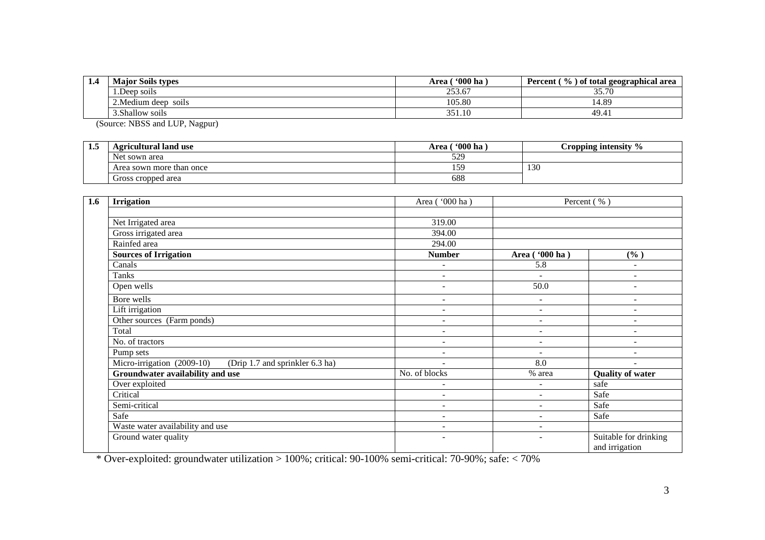| 1.4 | Major Soils types | Area ( '000 ha ) | Percent ( % ) of total geographical area |
|---|---|---|---|
| | 1.Deep soils | 253.67 | 35.70 |
| | 2.Medium deep soils | 105.80 | 14.89 |
| | 3.Shallow soils | 351.10 | 49.41 |

(Source: NBSS and LUP, Nagpur)

| 1.5 | Agricultural land use | Area ( '000 ha ) | Cropping intensity % |
|---|---|---|---|
| | Net sown area | 529 | |
| | Area sown more than once | 159 | 130 |
| | Gross cropped area | 688 | |

| 1.6 | Irrigation | Area ( '000 ha ) | Percent ( % ) | |
|---|---|---|---|---|
| | | | | |
| | Net Irrigated area | 319.00 | | |
| | Gross irrigated area | 394.00 | | |
| | Rainfed area | 294.00 | | |
| | **Sources of Irrigation** | **Number** | **Area ( '000 ha )** | **(% )** |
| | Canals | - | 5.8 | - |
| | Tanks | - | - | - |
| | Open wells | - | 50.0 | - |
| | Bore wells | - | - | - |
| | Lift irrigation | - | - | - |
| | Other sources (Farm ponds) | - | - | - |
| | Total | - | - | - |
| | No. of tractors | - | - | - |
| | Pump sets | - | - | - |
| | Micro-irrigation (2009-10) (Drip 1.7 and sprinkler 6.3 ha) | - | 8.0 | - |
| | **Groundwater availability and use** | No. of blocks | % area | **Quality of water** |
| | Over exploited | - | - | safe |
| | Critical | - | - | Safe |
| | Semi-critical | - | - | Safe |
| | Safe | - | - | Safe |
| | Waste water availability and use | - | - | |
| | Ground water quality | - | - | Suitable for drinking and irrigation |

* Over-exploited: groundwater utilization > 100%; critical: 90-100% semi-critical: 70-90%; safe: < 70%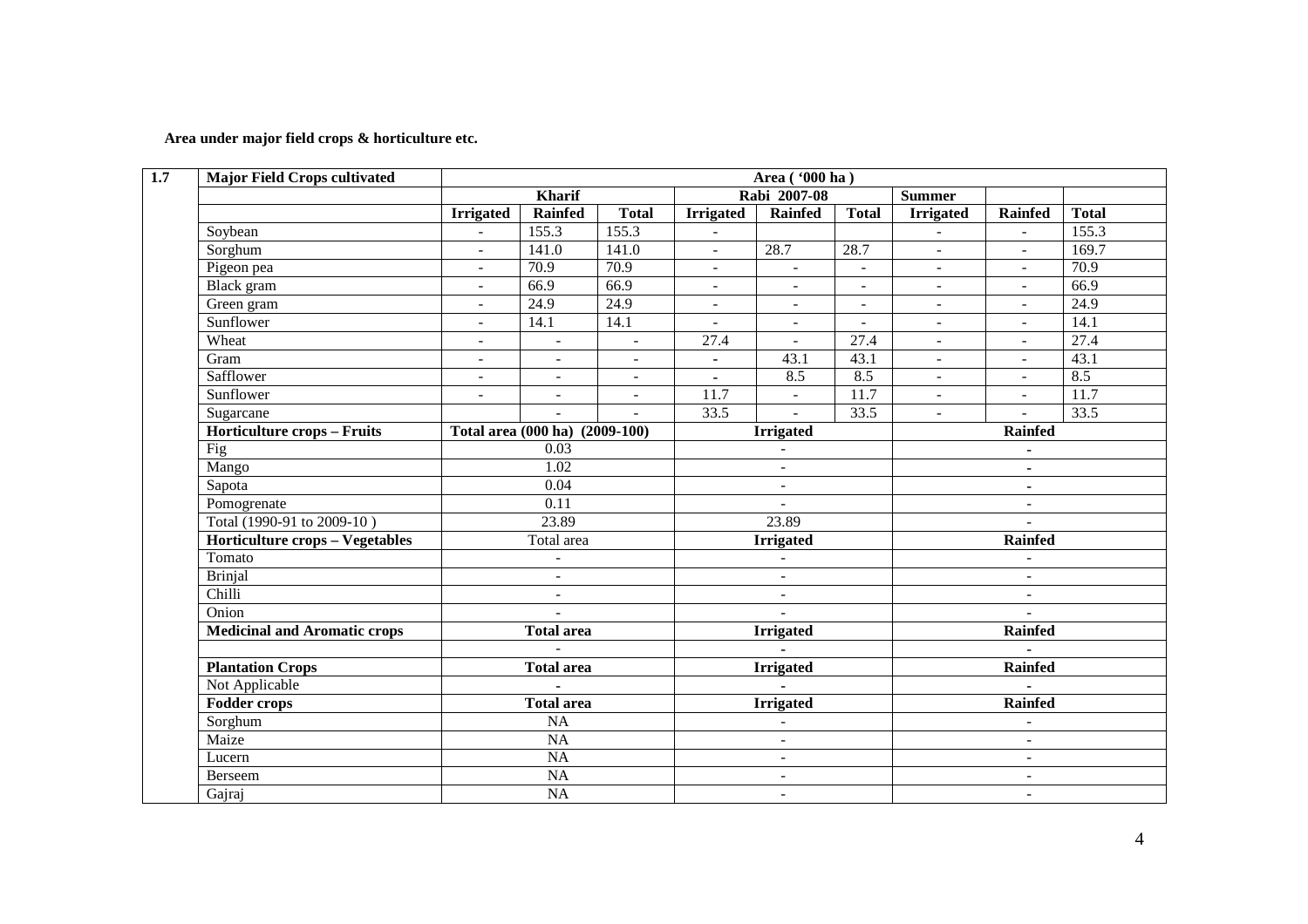**Area under major field crops & horticulture etc.**

| 1.7 | Major Field Crops cultivated | Area ( '000 ha ) | | | | | | | | |
|---|---|---|---|---|---|---|---|---|---|---|
| | | Kharif | | | Rabi 2007-08 | | | Summer | | |
| | | Irrigated | Rainfed | Total | Irrigated | Rainfed | Total | Irrigated | Rainfed | Total |
| | Soybean | - | 155.3 | 155.3 | - | | | - | - | 155.3 |
| | Sorghum | - | 141.0 | 141.0 | - | 28.7 | 28.7 | - | - | 169.7 |
| | Pigeon pea | - | 70.9 | 70.9 | - | - | - | - | - | 70.9 |
| | Black gram | - | 66.9 | 66.9 | - | - | - | - | - | 66.9 |
| | Green gram | - | 24.9 | 24.9 | - | - | - | - | - | 24.9 |
| | Sunflower | - | 14.1 | 14.1 | - | - | - | - | - | 14.1 |
| | Wheat | - | - | - | 27.4 | - | 27.4 | - | - | 27.4 |
| | Gram | - | - | - | - | 43.1 | 43.1 | - | - | 43.1 |
| | Safflower | - | - | - | - | 8.5 | 8.5 | - | - | 8.5 |
| | Sunflower | - | - | - | 11.7 | - | 11.7 | - | - | 11.7 |
| | Sugarcane | | - | - | 33.5 | - | 33.5 | - | - | 33.5 |
| | **Horticulture crops – Fruits** | **Total area (000 ha) (2009-100)** | | | **Irrigated** | | | **Rainfed** | | |
| | Fig | 0.03 | | | - | | | - | | |
| | Mango | 1.02 | | | - | | | - | | |
| | Sapota | 0.04 | | | - | | | - | | |
| | Pomogrenate | 0.11 | | | - | | | - | | |
| | Total (1990-91 to 2009-10 ) | 23.89 | | | 23.89 | | | - | | |
| | **Horticulture crops – Vegetables** | Total area | | | **Irrigated** | | | **Rainfed** | | |
| | Tomato | - | | | - | | | - | | |
| | Brinjal | - | | | - | | | - | | |
| | Chilli | - | | | - | | | - | | |
| | Onion | - | | | - | | | - | | |
| | **Medicinal and Aromatic crops** | **Total area** | | | **Irrigated** | | | **Rainfed** | | |
| | | - | | | - | | | - | | |
| | **Plantation Crops** | **Total area** | | | **Irrigated** | | | **Rainfed** | | |
| | Not Applicable | - | | | - | | | - | | |
| | **Fodder crops** | **Total area** | | | **Irrigated** | | | **Rainfed** | | |
| | Sorghum | NA | | | - | | | - | | |
| | Maize | NA | | | - | | | - | | |
| | Lucern | NA | | | - | | | - | | |
| | Berseem | NA | | | - | | | - | | |
| | Gajraj | NA | | | - | | | - | | |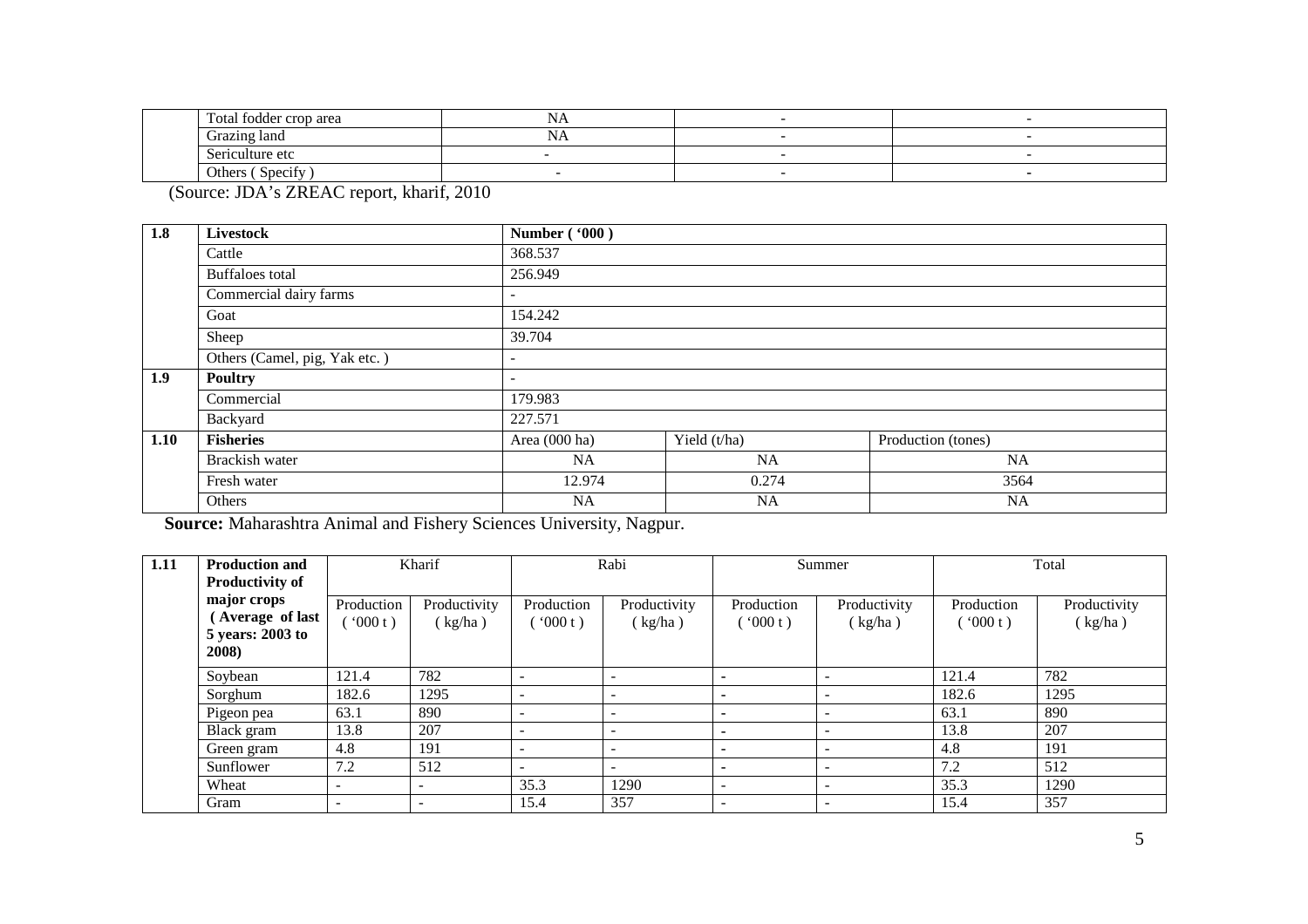| | Total fodder crop area | NA | - | - |
|---|---|---|---|---|
| | Grazing land | NA | - | - |
| | Sericulture etc | - | - | - |
| | Others ( Specify ) | - | - | - |

(Source: JDA's ZREAC report, kharif, 2010

| 1.8 | **Livestock** | **Number ( '000 )** | | |
|---|---|---|---|---|
| | Cattle | 368.537 | | |
| | Buffaloes total | 256.949 | | |
| | Commercial dairy farms | - | | |
| | Goat | 154.242 | | |
| | Sheep | 39.704 | | |
| | Others (Camel, pig, Yak etc. ) | - | | |
| **1.9** | **Poultry** | - | | |
| | Commercial | 179.983 | | |
| | Backyard | 227.571 | | |
| **1.10** | **Fisheries** | Area (000 ha) | Yield (t/ha) | Production (tones) |
| | Brackish water | NA | NA | NA |
| | Fresh water | 12.974 | 0.274 | 3564 |
| | Others | NA | NA | NA |

**Source:** Maharashtra Animal and Fishery Sciences University, Nagpur.

| 1.11 | **Production and Productivity of major crops ( Average of last 5 years: 2003 to 2008)** | Kharif | | Rabi | | Summer | | Total | |
|---|---|---|---|---|---|---|---|---|---|
| | | Production ( '000 t ) | Productivity ( kg/ha ) | Production ( '000 t ) | Productivity ( kg/ha ) | Production ( '000 t ) | Productivity ( kg/ha ) | Production ( '000 t ) | Productivity ( kg/ha ) |
| | Soybean | 121.4 | 782 | - | - | - | - | 121.4 | 782 |
| | Sorghum | 182.6 | 1295 | - | - | - | - | 182.6 | 1295 |
| | Pigeon pea | 63.1 | 890 | - | - | - | - | 63.1 | 890 |
| | Black gram | 13.8 | 207 | - | - | - | - | 13.8 | 207 |
| | Green gram | 4.8 | 191 | - | - | - | - | 4.8 | 191 |
| | Sunflower | 7.2 | 512 | - | - | - | - | 7.2 | 512 |
| | Wheat | - | - | 35.3 | 1290 | - | - | 35.3 | 1290 |
| | Gram | - | - | 15.4 | 357 | - | - | 15.4 | 357 |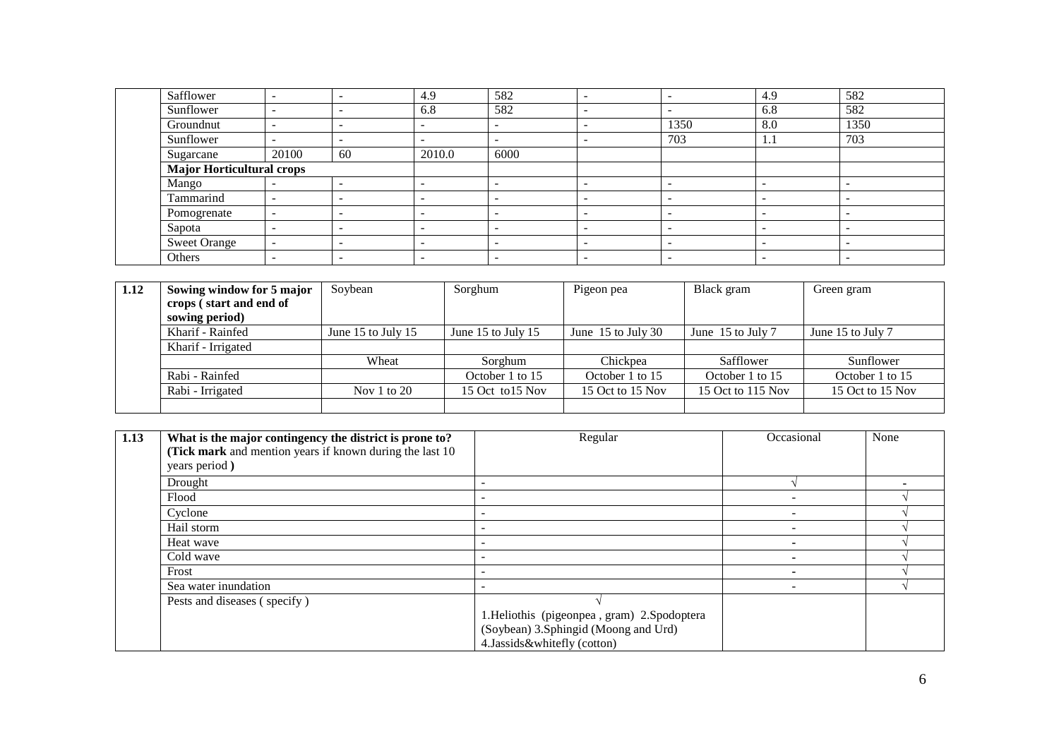| | | | | | | | | | |
|---|---|---|---|---|---|---|---|---|---|
| | Safflower | - | - | 4.9 | 582 | - | - | 4.9 | 582 |
| | Sunflower | - | - | 6.8 | 582 | - | - | 6.8 | 582 |
| | Groundnut | - | - | - | - | - | 1350 | 8.0 | 1350 |
| | Sunflower | - | - | - | - | - | 703 | 1.1 | 703 |
| | Sugarcane | 20100 | 60 | 2010.0 | 6000 | | | | |
| | **Major Horticultural crops** | | | | | | | | |
| | Mango | - | - | - | - | - | - | - | - |
| | Tammarind | - | - | - | - | - | - | - | - |
| | Pomogrenate | - | - | - | - | - | - | - | - |
| | Sapota | - | - | - | - | - | - | - | - |
| | Sweet Orange | - | - | - | - | - | - | - | - |
| | Others | - | - | - | - | - | - | - | - |

| 1.12 | **Sowing window for 5 major crops ( start and end of sowing period)** | Soybean | Sorghum | Pigeon pea | Black gram | Green gram |
|---|---|---|---|---|---|---|
| | Kharif - Rainfed | June 15 to July 15 | June 15 to July 15 | June 15 to July 30 | June 15 to July 7 | June 15 to July 7 |
| | Kharif - Irrigated | | | | | |
| | | Wheat | Sorghum | Chickpea | Safflower | Sunflower |
| | Rabi - Rainfed | | October 1 to 15 | October 1 to 15 | October 1 to 15 | October 1 to 15 |
| | Rabi - Irrigated | Nov 1 to 20 | 15 Oct to15 Nov | 15 Oct to 15 Nov | 15 Oct to 115 Nov | 15 Oct to 15 Nov |
| | | | | | | |

| 1.13 | **What is the major contingency the district is prone to? (Tick mark** and mention years if known during the last 10 years period **)** | Regular | Occasional | None |
|---|---|---|---|---|
| | Drought | - | √ | - |
| | Flood | - | - | √ |
| | Cyclone | - | - | √ |
| | Hail storm | - | - | √ |
| | Heat wave | - | - | √ |
| | Cold wave | - | - | √ |
| | Frost | - | - | √ |
| | Sea water inundation | - | - | √ |
| | Pests and diseases ( specify ) | √ 1.Heliothis (pigeonpea , gram) 2.Spodoptera (Soybean) 3.Sphingid (Moong and Urd) 4.Jassids&whitefly (cotton) | | |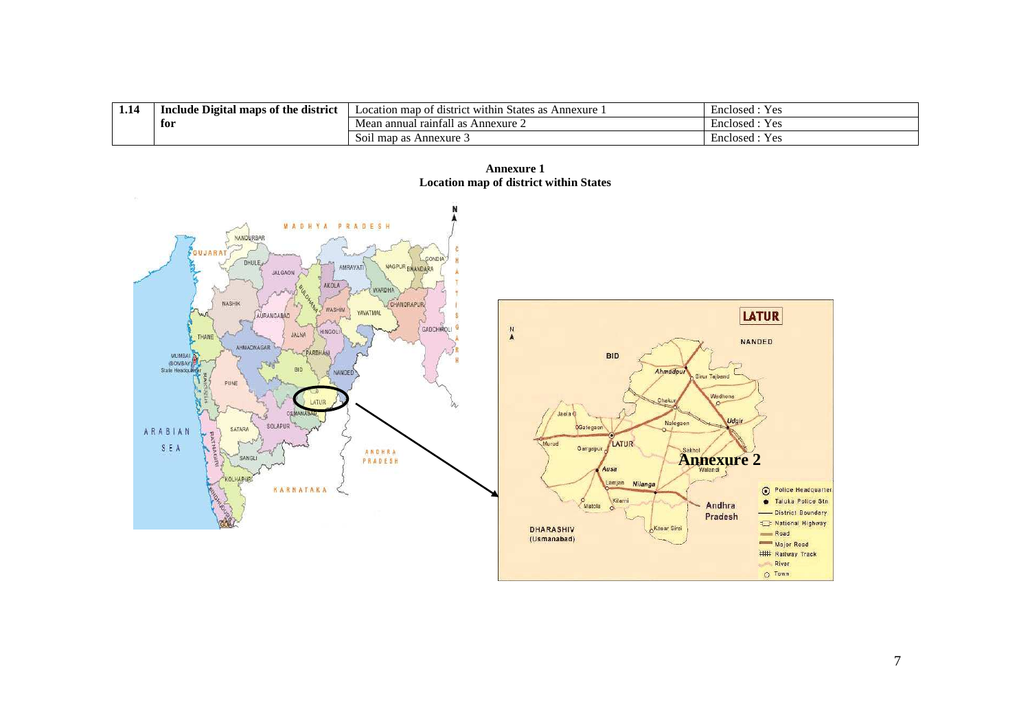| 1.14 | Include Digital maps of the district for | Location map of district within States as Annexure 1 | Enclosed : Yes |
|---|---|---|---|
| | | Mean annual rainfall as Annexure 2 | Enclosed : Yes |
| | | Soil map as Annexure 3 | Enclosed : Yes |

**Annexure 1**
**Location map of district within States**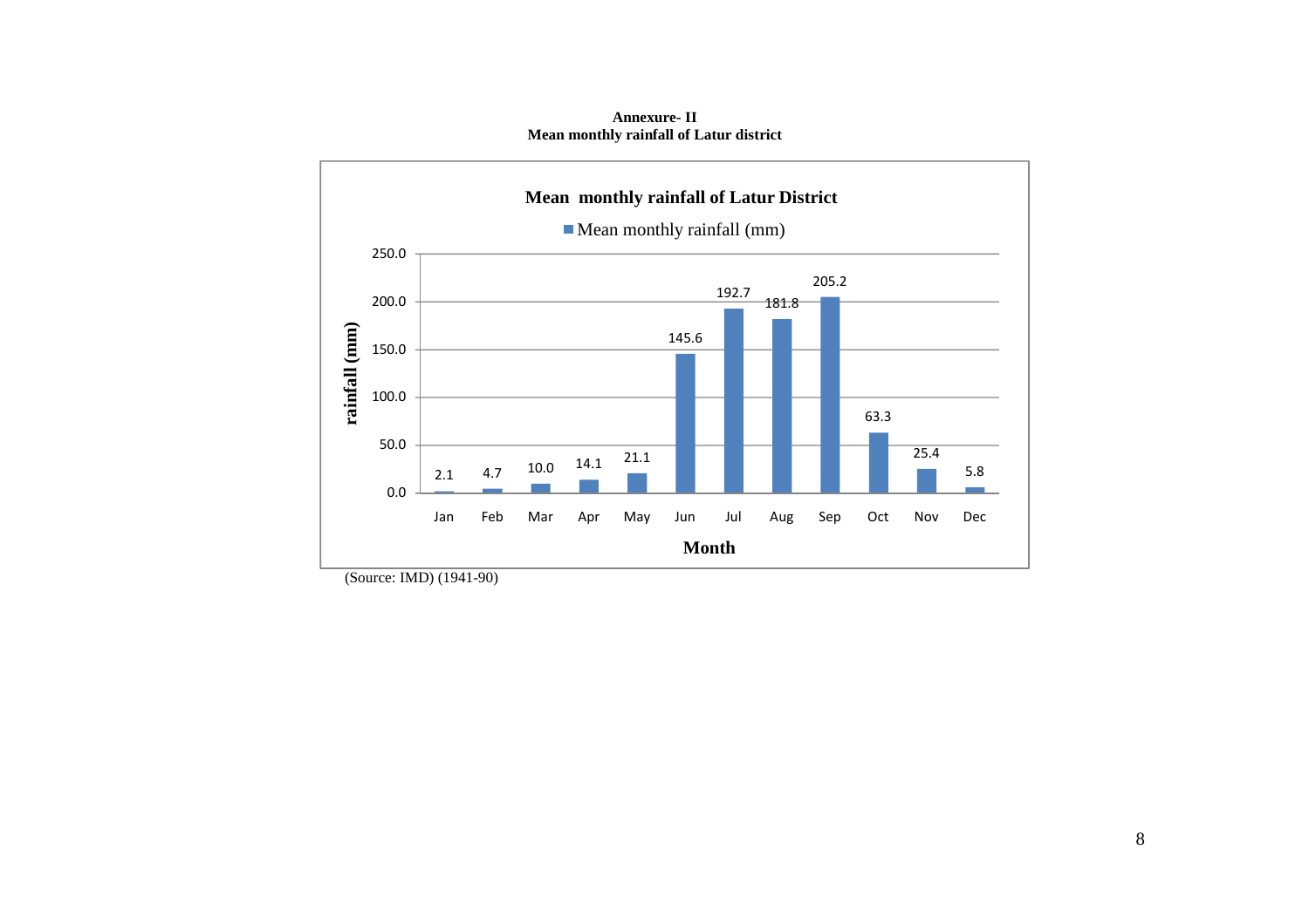**Annexure- II**
**Mean monthly rainfall of Latur district**

**Mean monthly rainfall of Latur District**

| Month | Mean monthly rainfall (mm) |
|---|---|
| Jan | 2.1 |
| Feb | 4.7 |
| Mar | 10.0 |
| Apr | 14.1 |
| May | 21.1 |
| Jun | 145.6 |
| Jul | 192.7 |
| Aug | 181.8 |
| Sep | 205.2 |
| Oct | 63.3 |
| Nov | 25.4 |
| Dec | 5.8 |

(Source: IMD) (1941-90)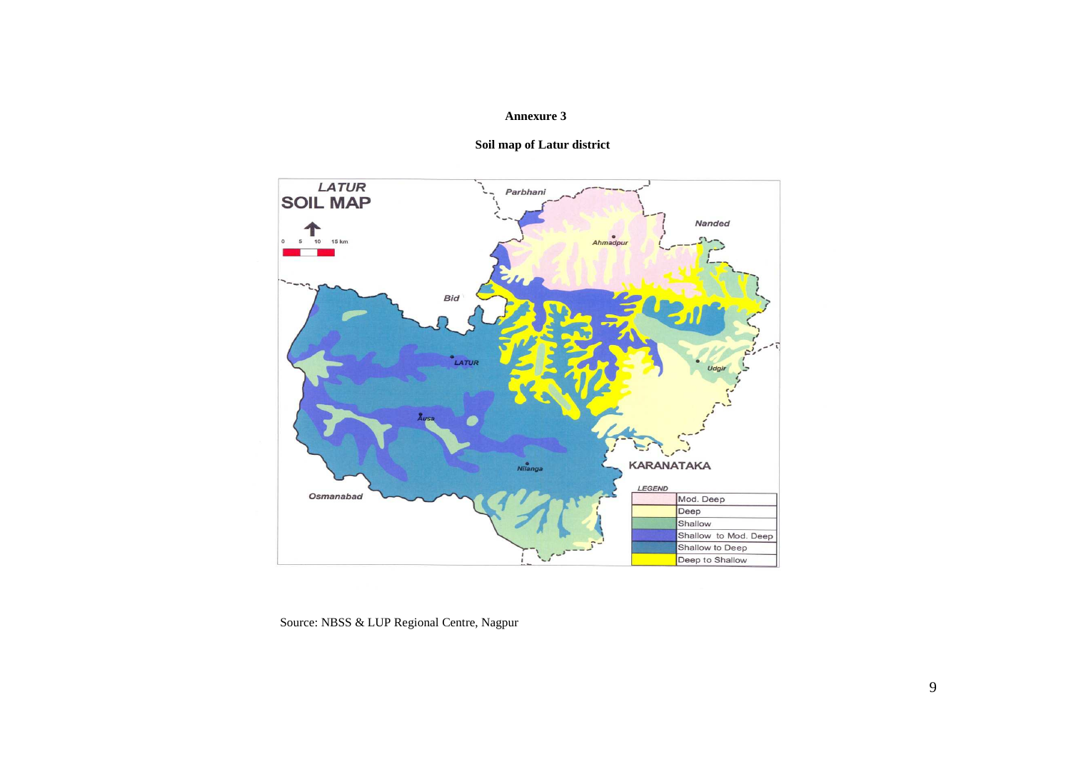**Annexure 3**

**Soil map of Latur district**

Source: NBSS & LUP Regional Centre, Nagpur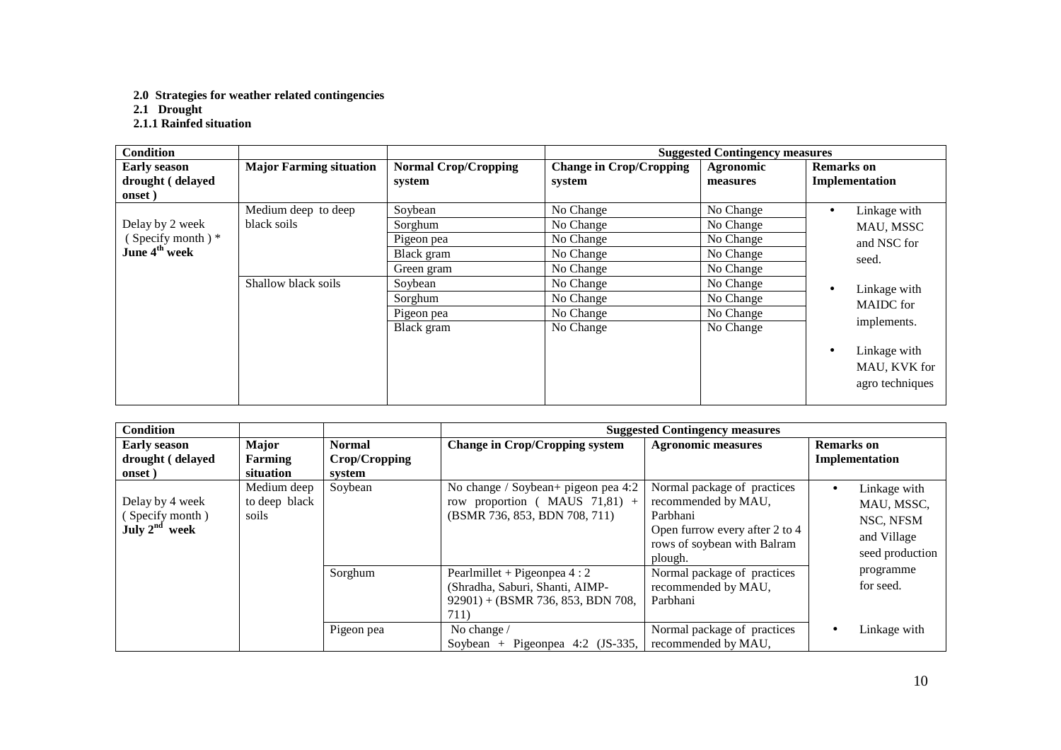**2.0 Strategies for weather related contingencies**

**2.1 Drought**

**2.1.1 Rainfed situation**

| Condition | | | Suggested Contingency measures | | |
|---|---|---|---|---|---|
| **Early season drought ( delayed onset )** | **Major Farming situation** | **Normal Crop/Cropping system** | **Change in Crop/Cropping system** | **Agronomic measures** | **Remarks on Implementation** |
| Delay by 2 week ( Specify month ) * **June 4th week** | Medium deep to deep black soils | Soybean | No Change | No Change | • Linkage with MAU, MSSC and NSC for seed. • Linkage with MAIDC for implements. • Linkage with MAU, KVK for agro techniques |
| | | Sorghum | No Change | No Change | |
| | | Pigeon pea | No Change | No Change | |
| | | Black gram | No Change | No Change | |
| | | Green gram | No Change | No Change | |
| | Shallow black soils | Soybean | No Change | No Change | |
| | | Sorghum | No Change | No Change | |
| | | Pigeon pea | No Change | No Change | |
| | | Black gram | No Change | No Change | |

| Condition | | | Suggested Contingency measures | | |
|---|---|---|---|---|---|
| **Early season drought ( delayed onset )** | **Major Farming situation** | **Normal Crop/Cropping system** | **Change in Crop/Cropping system** | **Agronomic measures** | **Remarks on Implementation** |
| Delay by 4 week ( Specify month ) **July 2nd week** | Medium deep to deep black soils | Soybean | No change / Soybean+ pigeon pea 4:2 row proportion ( MAUS 71,81) + (BSMR 736, 853, BDN 708, 711) | Normal package of practices recommended by MAU, Parbhani Open furrow every after 2 to 4 rows of soybean with Balram plough. | • Linkage with MAU, MSSC, NSC, NFSM and Village seed production programme for seed. |
| | | Sorghum | Pearlmillet + Pigeonpea 4 : 2 (Shradha, Saburi, Shanti, AIMP-92901) + (BSMR 736, 853, BDN 708, 711) | Normal package of practices recommended by MAU, Parbhani | |
| | | Pigeon pea | No change / Soybean + Pigeonpea 4:2 (JS-335, | Normal package of practices recommended by MAU, | • Linkage with |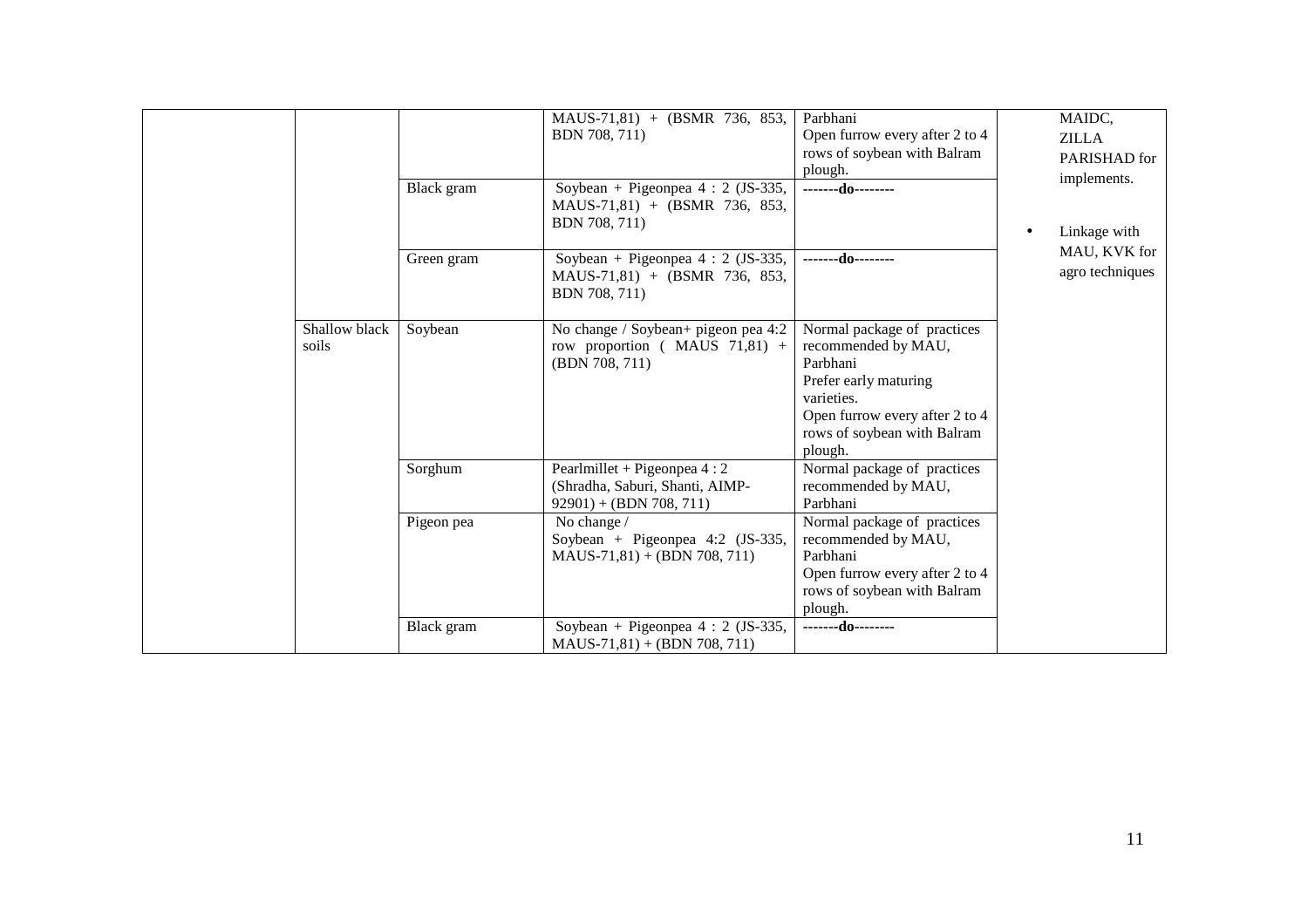|  |  |  | MAUS-71,81) + (BSMR 736, 853, BDN 708, 711) | Parbhani<br>Open furrow every after 2 to 4 rows of soybean with Balram plough. | MAIDC, ZILLA PARISHAD for implements.<br><br>• Linkage with MAU, KVK for agro techniques |
|---|---|---|---|---|---|
|  |  | Black gram | Soybean + Pigeonpea 4 : 2 (JS-335, MAUS-71,81) + (BSMR 736, 853, BDN 708, 711) | -------**do**-------- |  |
|  |  | Green gram | Soybean + Pigeonpea 4 : 2 (JS-335, MAUS-71,81) + (BSMR 736, 853, BDN 708, 711) | -------**do**-------- |  |
|  | Shallow black soils | Soybean | No change / Soybean+ pigeon pea 4:2 row proportion ( MAUS 71,81) + (BDN 708, 711) | Normal package of practices recommended by MAU, Parbhani<br>Prefer early maturing varieties.<br>Open furrow every after 2 to 4 rows of soybean with Balram plough. |  |
|  |  | Sorghum | Pearlmillet + Pigeonpea 4 : 2 (Shradha, Saburi, Shanti, AIMP-92901) + (BDN 708, 711) | Normal package of practices recommended by MAU, Parbhani |  |
|  |  | Pigeon pea | No change /<br>Soybean + Pigeonpea 4:2 (JS-335, MAUS-71,81) + (BDN 708, 711) | Normal package of practices recommended by MAU, Parbhani<br>Open furrow every after 2 to 4 rows of soybean with Balram plough. |  |
|  |  | Black gram | Soybean + Pigeonpea 4 : 2 (JS-335, MAUS-71,81) + (BDN 708, 711) | -------**do**-------- |  |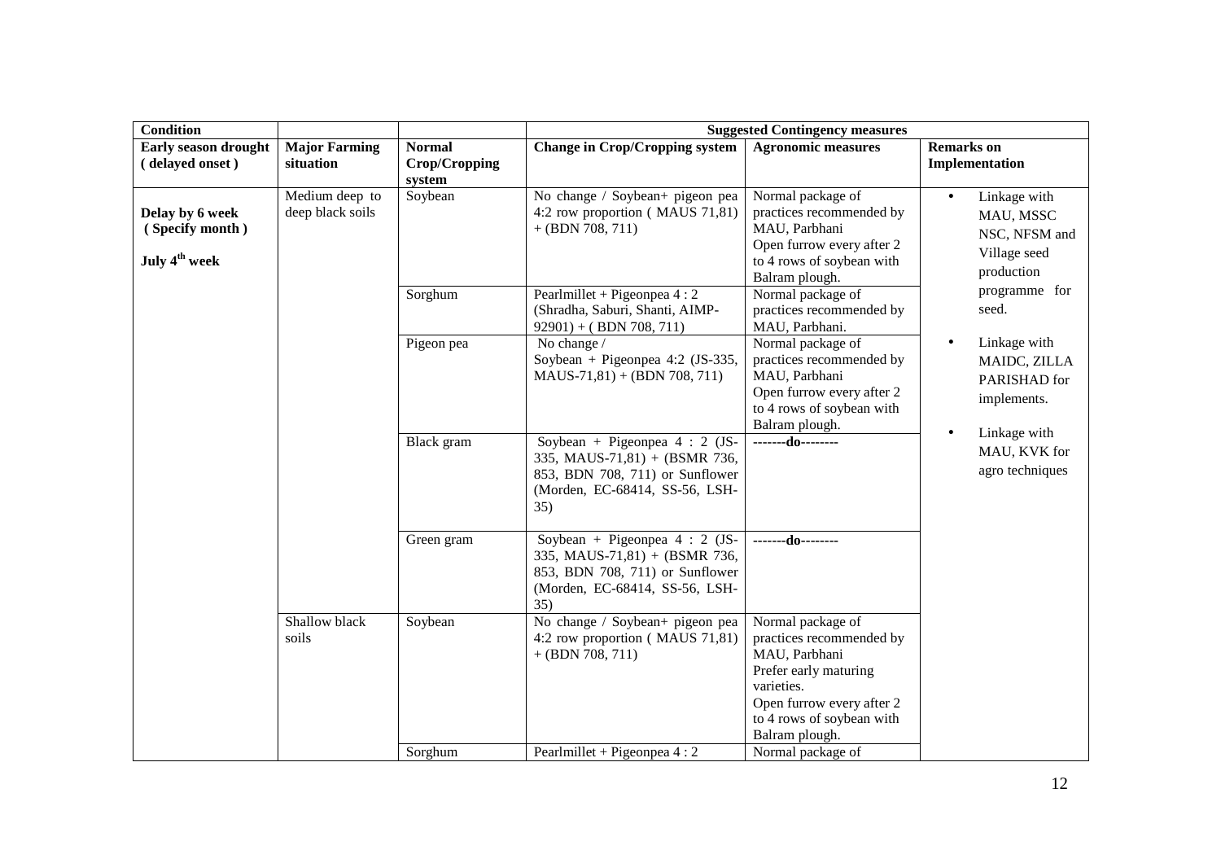| Condition | | | Suggested Contingency measures | | |
|---|---|---|---|---|---|
| **Early season drought ( delayed onset )** | **Major Farming situation** | **Normal Crop/Cropping system** | **Change in Crop/Cropping system** | **Agronomic measures** | **Remarks on Implementation** |
| **Delay by 6 week ( Specify month )**<br><br>**July 4$^{th}$ week** | Medium deep to deep black soils | Soybean | No change / Soybean+ pigeon pea 4:2 row proportion ( MAUS 71,81) + (BDN 708, 711) | Normal package of practices recommended by MAU, Parbhani<br>Open furrow every after 2 to 4 rows of soybean with Balram plough. | • Linkage with MAU, MSSC NSC, NFSM and Village seed production programme for seed.<br><br>• Linkage with MAIDC, ZILLA PARISHAD for implements.<br><br>• Linkage with MAU, KVK for agro techniques |
| | | Sorghum | Pearlmillet + Pigeonpea 4 : 2 (Shradha, Saburi, Shanti, AIMP-92901) + ( BDN 708, 711) | Normal package of practices recommended by MAU, Parbhani. | |
| | | Pigeon pea | No change /<br>Soybean + Pigeonpea 4:2 (JS-335, MAUS-71,81) + (BDN 708, 711) | Normal package of practices recommended by MAU, Parbhani<br>Open furrow every after 2 to 4 rows of soybean with Balram plough. | |
| | | Black gram | Soybean + Pigeonpea 4 : 2 (JS-335, MAUS-71,81) + (BSMR 736, 853, BDN 708, 711) or Sunflower (Morden, EC-68414, SS-56, LSH-35) | -------do-------- | |
| | | Green gram | Soybean + Pigeonpea 4 : 2 (JS-335, MAUS-71,81) + (BSMR 736, 853, BDN 708, 711) or Sunflower (Morden, EC-68414, SS-56, LSH-35) | -------do-------- | |
| | Shallow black soils | Soybean | No change / Soybean+ pigeon pea 4:2 row proportion ( MAUS 71,81) + (BDN 708, 711) | Normal package of practices recommended by MAU, Parbhani<br>Prefer early maturing varieties.<br>Open furrow every after 2 to 4 rows of soybean with Balram plough. | |
| | | Sorghum | Pearlmillet + Pigeonpea 4 : 2 | Normal package of | |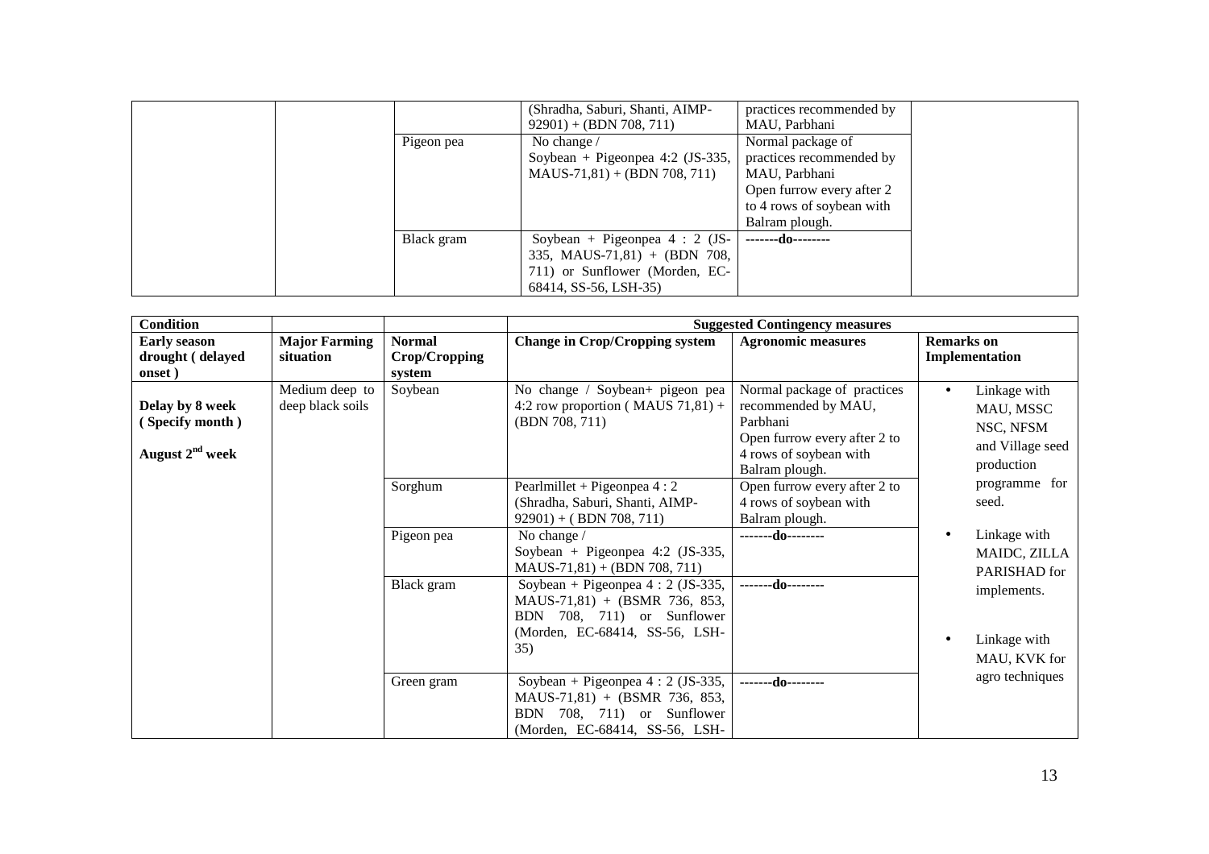| | | | | | |
|---|---|---|---|---|---|
| | | | (Shradha, Saburi, Shanti, AIMP-92901) + (BDN 708, 711) | practices recommended by MAU, Parbhani | |
| | | Pigeon pea | No change / Soybean + Pigeonpea 4:2 (JS-335, MAUS-71,81) + (BDN 708, 711) | Normal package of practices recommended by MAU, Parbhani Open furrow every after 2 to 4 rows of soybean with Balram plough. | |
| | | Black gram | Soybean + Pigeonpea 4 : 2 (JS-335, MAUS-71,81) + (BDN 708, 711) or Sunflower (Morden, EC-68414, SS-56, LSH-35) | -------do-------- | |

| Condition | | | Suggested Contingency measures | | |
|---|---|---|---|---|---|
| **Early season drought ( delayed onset )** | **Major Farming situation** | **Normal Crop/Cropping system** | **Change in Crop/Cropping system** | **Agronomic measures** | **Remarks on Implementation** |
| **Delay by 8 week ( Specify month ) August 2nd week** | Medium deep to deep black soils | Soybean | No change / Soybean+ pigeon pea 4:2 row proportion ( MAUS 71,81) + (BDN 708, 711) | Normal package of practices recommended by MAU, Parbhani Open furrow every after 2 to 4 rows of soybean with Balram plough. | • Linkage with MAU, MSSC NSC, NFSM and Village seed production programme for seed. • Linkage with MAIDC, ZILLA PARISHAD for implements. • Linkage with MAU, KVK for agro techniques |
| | | Sorghum | Pearlmillet + Pigeonpea 4 : 2 (Shradha, Saburi, Shanti, AIMP-92901) + ( BDN 708, 711) | Open furrow every after 2 to 4 rows of soybean with Balram plough. | |
| | | Pigeon pea | No change / Soybean + Pigeonpea 4:2 (JS-335, MAUS-71,81) + (BDN 708, 711) | -------do-------- | |
| | | Black gram | Soybean + Pigeonpea 4 : 2 (JS-335, MAUS-71,81) + (BSMR 736, 853, BDN 708, 711) or Sunflower (Morden, EC-68414, SS-56, LSH-35) | -------do-------- | |
| | | Green gram | Soybean + Pigeonpea 4 : 2 (JS-335, MAUS-71,81) + (BSMR 736, 853, BDN 708, 711) or Sunflower (Morden, EC-68414, SS-56, LSH- | -------do-------- | |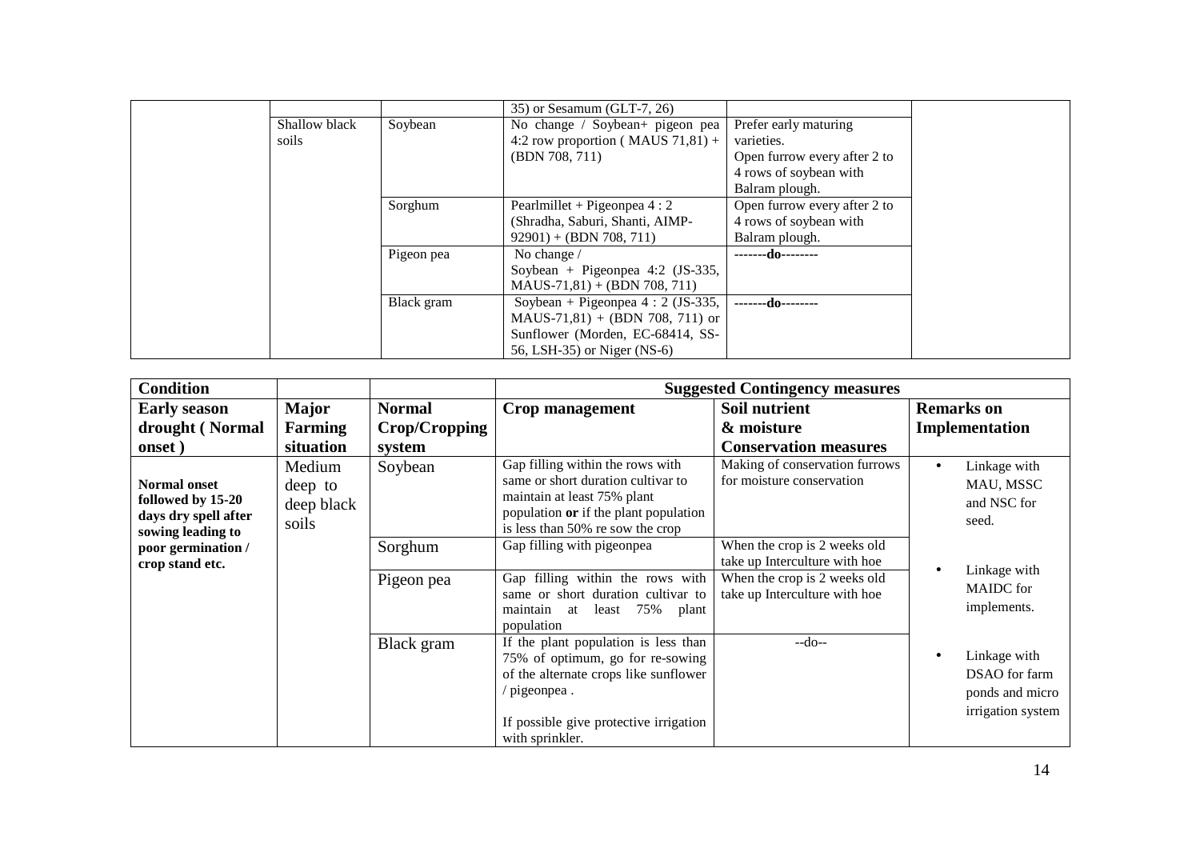| | | | | | |
|---|---|---|---|---|---|
| | | | 35) or Sesamum (GLT-7, 26) | | |
| | Shallow black soils | Soybean | No change / Soybean+ pigeon pea 4:2 row proportion ( MAUS 71,81) + (BDN 708, 711) | Prefer early maturing varieties. Open furrow every after 2 to 4 rows of soybean with Balram plough. | |
| | | Sorghum | Pearlmillet + Pigeonpea 4 : 2 (Shradha, Saburi, Shanti, AIMP-92901) + (BDN 708, 711) | Open furrow every after 2 to 4 rows of soybean with Balram plough. | |
| | | Pigeon pea | No change / Soybean + Pigeonpea 4:2 (JS-335, MAUS-71,81) + (BDN 708, 711) | -------do-------- | |
| | | Black gram | Soybean + Pigeonpea 4 : 2 (JS-335, MAUS-71,81) + (BDN 708, 711) or Sunflower (Morden, EC-68414, SS-56, LSH-35) or Niger (NS-6) | -------do-------- | |

| **Condition** | | | **Suggested Contingency measures** | | |
|---|---|---|---|---|---|
| **Early season drought ( Normal onset )** | **Major Farming situation** | **Normal Crop/Cropping system** | **Crop management** | **Soil nutrient & moisture Conservation measures** | **Remarks on Implementation** |
| **Normal onset followed by 15-20 days dry spell after sowing leading to poor germination / crop stand etc.** | Medium deep to deep black soils | Soybean | Gap filling within the rows with same or short duration cultivar to maintain at least 75% plant population **or** if the plant population is less than 50% re sow the crop | Making of conservation furrows for moisture conservation | • Linkage with MAU, MSSC and NSC for seed.<br>• Linkage with MAIDC for implements.<br>• Linkage with DSAO for farm ponds and micro irrigation system |
| | | Sorghum | Gap filling with pigeonpea | When the crop is 2 weeks old take up Interculture with hoe | |
| | | Pigeon pea | Gap filling within the rows with same or short duration cultivar to maintain at least 75% plant population | When the crop is 2 weeks old take up Interculture with hoe | |
| | | Black gram | If the plant population is less than 75% of optimum, go for re-sowing of the alternate crops like sunflower / pigeonpea .<br><br>If possible give protective irrigation with sprinkler. | --do-- | |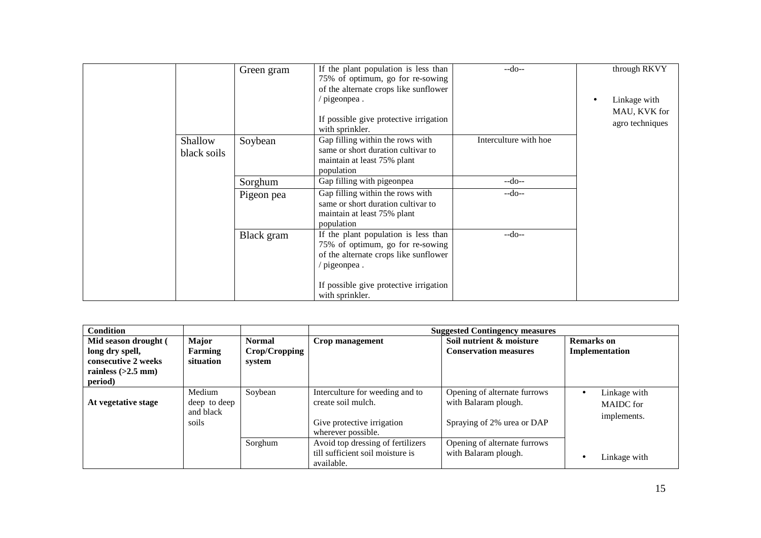| | | Green gram | If the plant population is less than 75% of optimum, go for re-sowing of the alternate crops like sunflower / pigeonpea .<br><br>If possible give protective irrigation with sprinkler. | --do-- | through RKVY<br><br>• Linkage with MAU, KVK for agro techniques |
|---|---|---|---|---|---|
| | Shallow black soils | Soybean | Gap filling within the rows with same or short duration cultivar to maintain at least 75% plant population | Interculture with hoe | |
| | | Sorghum | Gap filling with pigeonpea | --do-- | |
| | | Pigeon pea | Gap filling within the rows with same or short duration cultivar to maintain at least 75% plant population | --do-- | |
| | | Black gram | If the plant population is less than 75% of optimum, go for re-sowing of the alternate crops like sunflower / pigeonpea .<br><br>If possible give protective irrigation with sprinkler. | --do-- | |

| **Condition** | | | **Suggested Contingency measures** | | |
|---|---|---|---|---|---|
| **Mid season drought ( long dry spell, consecutive 2 weeks rainless (>2.5 mm) period)** | **Major Farming situation** | **Normal Crop/Cropping system** | **Crop management** | **Soil nutrient & moisture Conservation measures** | **Remarks on Implementation** |
| **At vegetative stage** | Medium deep to deep and black soils | Soybean | Interculture for weeding and to create soil mulch.<br><br>Give protective irrigation wherever possible. | Opening of alternate furrows with Balaram plough.<br><br>Spraying of 2% urea or DAP | • Linkage with MAIDC for implements. |
| | | Sorghum | Avoid top dressing of fertilizers till sufficient soil moisture is available. | Opening of alternate furrows with Balaram plough. | • Linkage with |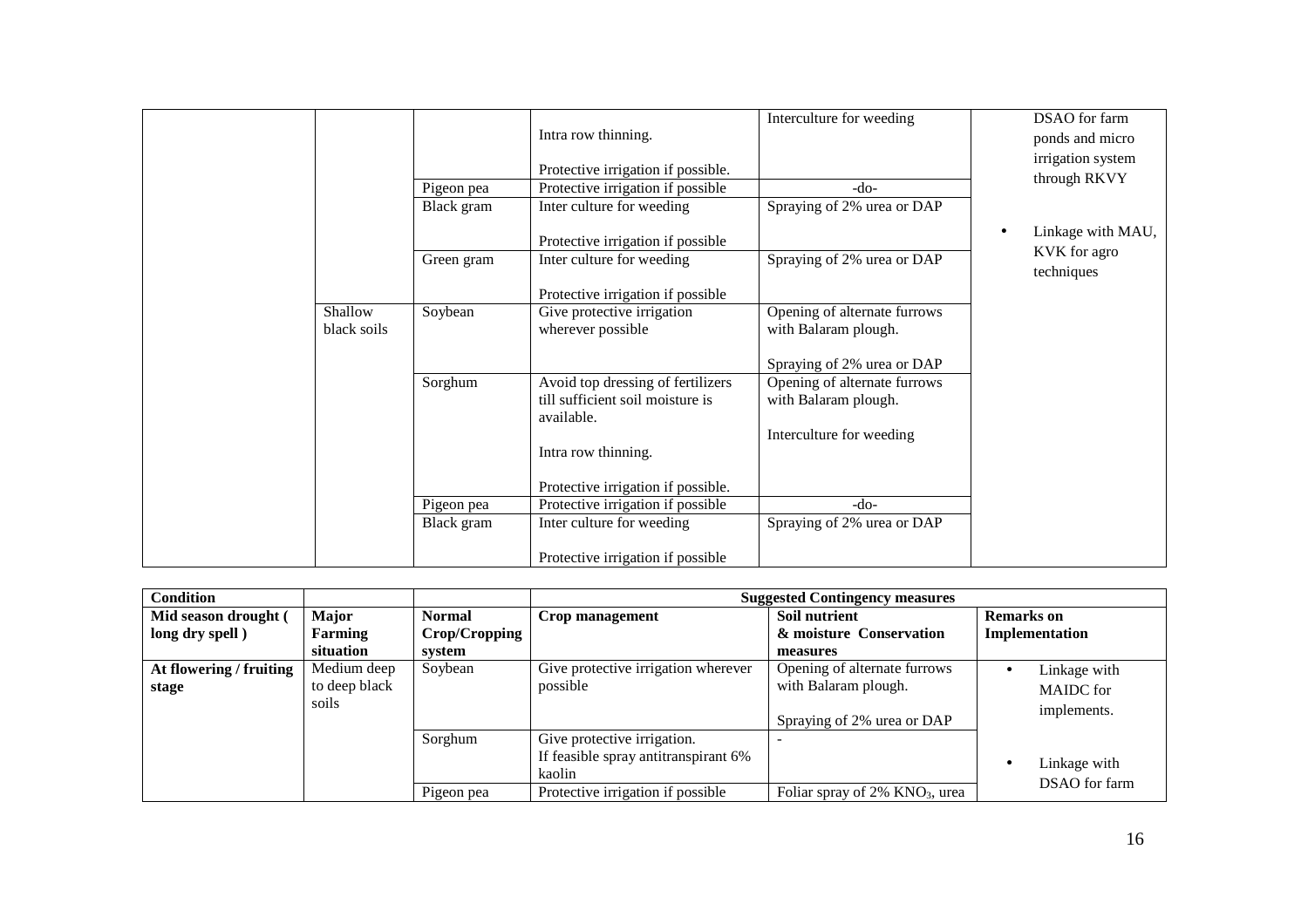|  |  |  | Intra row thinning.<br><br>Protective irrigation if possible. | Interculture for weeding | DSAO for farm ponds and micro irrigation system through RKVY<br><br>• Linkage with MAU, KVK for agro techniques |
|---|---|---|---|---|---|
|  |  | Pigeon pea | Protective irrigation if possible | -do- |  |
|  |  | Black gram | Inter culture for weeding<br><br>Protective irrigation if possible | Spraying of 2% urea or DAP |  |
|  |  | Green gram | Inter culture for weeding<br><br>Protective irrigation if possible | Spraying of 2% urea or DAP |  |
|  | Shallow black soils | Soybean | Give protective irrigation wherever possible | Opening of alternate furrows with Balaram plough.<br><br>Spraying of 2% urea or DAP |  |
|  |  | Sorghum | Avoid top dressing of fertilizers till sufficient soil moisture is available.<br><br>Intra row thinning.<br><br>Protective irrigation if possible. | Opening of alternate furrows with Balaram plough.<br><br>Interculture for weeding |  |
|  |  | Pigeon pea | Protective irrigation if possible | -do- |  |
|  |  | Black gram | Inter culture for weeding<br><br>Protective irrigation if possible | Spraying of 2% urea or DAP |  |

| **Condition** |  |  | **Suggested Contingency measures** |  |  |
|---|---|---|---|---|---|
| **Mid season drought ( long dry spell )** | **Major Farming situation** | **Normal Crop/Cropping system** | **Crop management** | **Soil nutrient & moisture Conservation measures** | **Remarks on Implementation** |
| **At flowering / fruiting stage** | Medium deep to deep black soils | Soybean | Give protective irrigation wherever possible | Opening of alternate furrows with Balaram plough.<br><br>Spraying of 2% urea or DAP | • Linkage with MAIDC for implements.<br><br>• Linkage with DSAO for farm |
|  |  | Sorghum | Give protective irrigation.<br>If feasible spray antitranspirant 6% kaolin | - |  |
|  |  | Pigeon pea | Protective irrigation if possible | Foliar spray of 2% $KNO_3$, urea |  |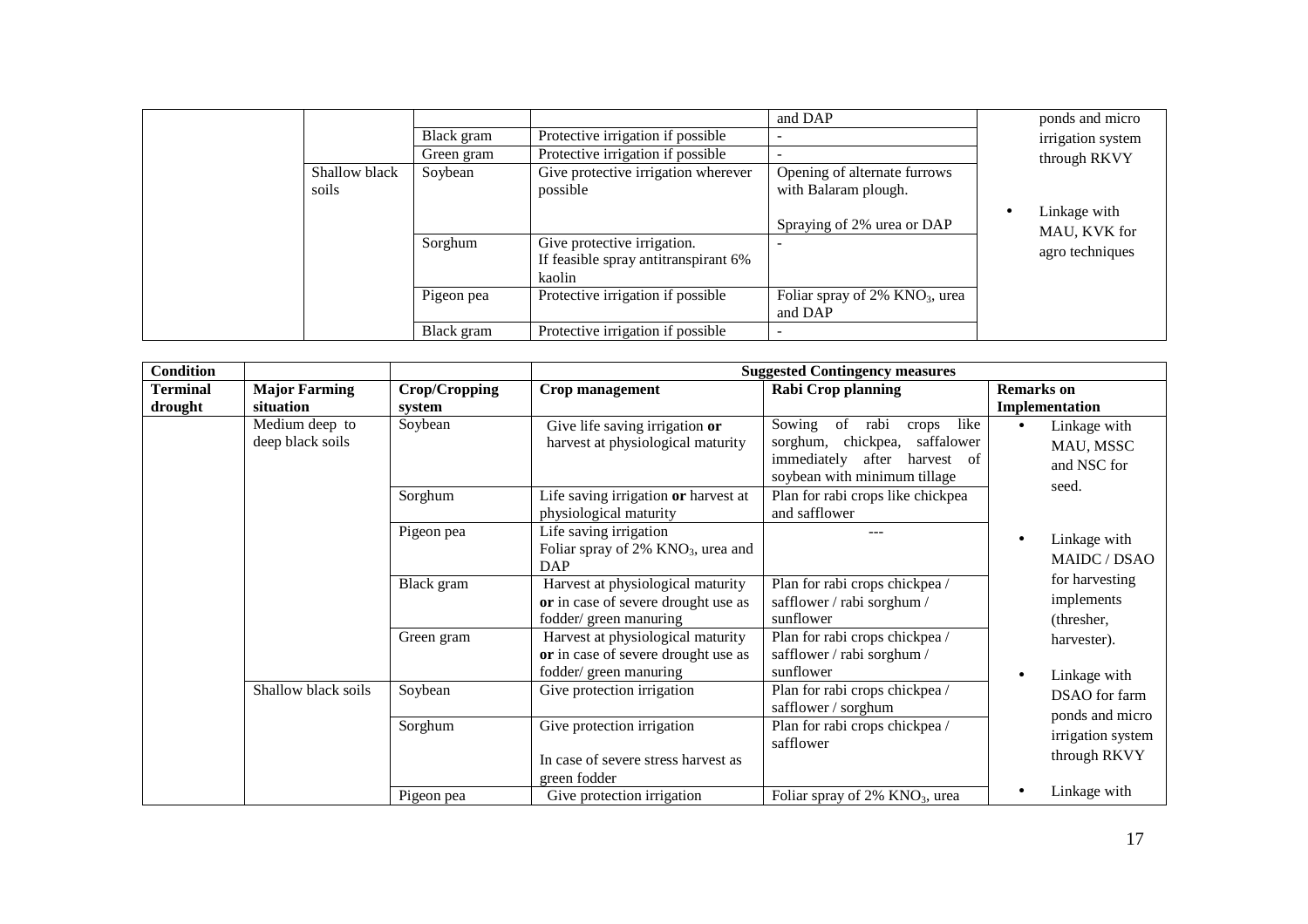| | | | | and DAP | ponds and micro irrigation system through RKVY<br><br>• Linkage with MAU, KVK for agro techniques |
|---|---|---|---|---|---|
| | | Black gram | Protective irrigation if possible | - | |
| | | Green gram | Protective irrigation if possible | - | |
| | Shallow black soils | Soybean | Give protective irrigation wherever possible | Opening of alternate furrows with Balaram plough.<br><br>Spraying of 2% urea or DAP | |
| | | Sorghum | Give protective irrigation.<br>If feasible spray antitranspirant 6% kaolin | - | |
| | | Pigeon pea | Protective irrigation if possible | Foliar spray of 2% $KNO_3$, urea and DAP | |
| | | Black gram | Protective irrigation if possible | - | |

| Condition | | | Suggested Contingency measures | | |
|---|---|---|---|---|---|
| **Terminal drought** | **Major Farming situation** | **Crop/Cropping system** | **Crop management** | **Rabi Crop planning** | **Remarks on Implementation** |
| | Medium deep to deep black soils | Soybean | Give life saving irrigation **or** harvest at physiological maturity | Sowing of rabi crops like sorghum, chickpea, saffalower immediately after harvest of soybean with minimum tillage | • Linkage with MAU, MSSC and NSC for seed.<br><br>• Linkage with MAIDC / DSAO for harvesting implements (thresher, harvester).<br><br>• Linkage with DSAO for farm ponds and micro irrigation system through RKVY<br><br>• Linkage with |
| | | Sorghum | Life saving irrigation **or** harvest at physiological maturity | Plan for rabi crops like chickpea and safflower | |
| | | Pigeon pea | Life saving irrigation<br>Foliar spray of 2% $KNO_3$, urea and DAP | --- | |
| | | Black gram | Harvest at physiological maturity **or** in case of severe drought use as fodder/ green manuring | Plan for rabi crops chickpea / safflower / rabi sorghum / sunflower | |
| | | Green gram | Harvest at physiological maturity **or** in case of severe drought use as fodder/ green manuring | Plan for rabi crops chickpea / safflower / rabi sorghum / sunflower | |
| | Shallow black soils | Soybean | Give protection irrigation | Plan for rabi crops chickpea / safflower / sorghum | |
| | | Sorghum | Give protection irrigation<br><br>In case of severe stress harvest as green fodder | Plan for rabi crops chickpea / safflower | |
| | | Pigeon pea | Give protection irrigation | Foliar spray of 2% $KNO_3$, urea | |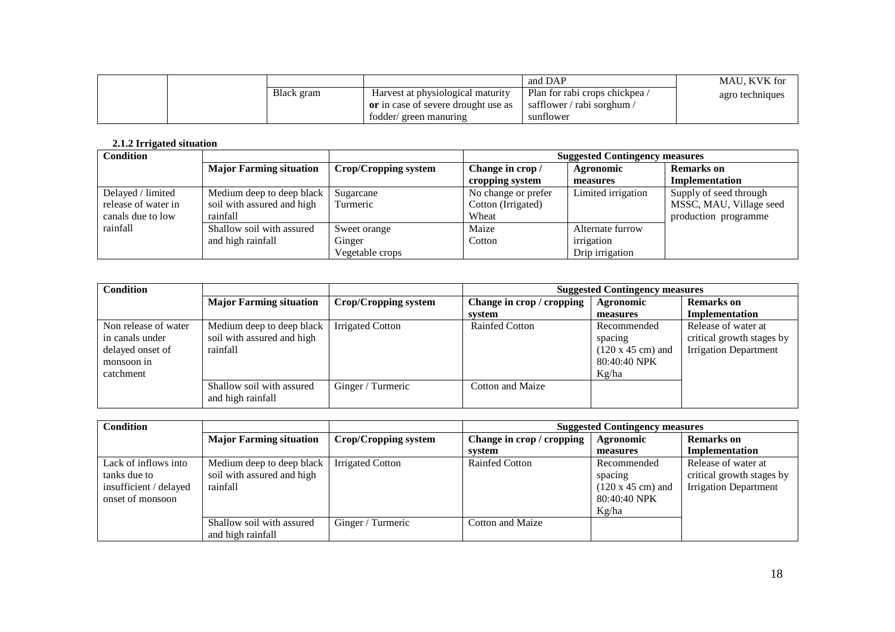| | | | | and DAP | MAU, KVK for agro techniques |
|---|---|---|---|---|---|
| | | Black gram | Harvest at physiological maturity **or** in case of severe drought use as fodder/ green manuring | Plan for rabi crops chickpea / safflower / rabi sorghum / sunflower | |

**2.1.2 Irrigated situation**

| **Condition** | | | **Suggested Contingency measures** | | |
|---|---|---|---|---|---|
| | **Major Farming situation** | **Crop/Cropping system** | **Change in crop / cropping system** | **Agronomic measures** | **Remarks on Implementation** |
| Delayed / limited release of water in canals due to low rainfall | Medium deep to deep black soil with assured and high rainfall | Sugarcane<br>Turmeric | No change or prefer Cotton (Irrigated)<br>Wheat | Limited irrigation | Supply of seed through MSSC, MAU, Village seed production programme |
| | Shallow soil with assured and high rainfall | Sweet orange<br>Ginger<br>Vegetable crops | Maize<br>Cotton | Alternate furrow irrigation<br>Drip irrigation | |

| **Condition** | | | **Suggested Contingency measures** | | |
|---|---|---|---|---|---|
| | **Major Farming situation** | **Crop/Cropping system** | **Change in crop / cropping system** | **Agronomic measures** | **Remarks on Implementation** |
| Non release of water in canals under delayed onset of monsoon in catchment | Medium deep to deep black soil with assured and high rainfall | Irrigated Cotton | Rainfed Cotton | Recommended spacing (120 x 45 cm) and 80:40:40 NPK Kg/ha | Release of water at critical growth stages by Irrigation Department |
| | Shallow soil with assured and high rainfall | Ginger / Turmeric | Cotton and Maize | | |

| **Condition** | | | **Suggested Contingency measures** | | |
|---|---|---|---|---|---|
| | **Major Farming situation** | **Crop/Cropping system** | **Change in crop / cropping system** | **Agronomic measures** | **Remarks on Implementation** |
| Lack of inflows into tanks due to insufficient / delayed onset of monsoon | Medium deep to deep black soil with assured and high rainfall | Irrigated Cotton | Rainfed Cotton | Recommended spacing (120 x 45 cm) and 80:40:40 NPK Kg/ha | Release of water at critical growth stages by Irrigation Department |
| | Shallow soil with assured and high rainfall | Ginger / Turmeric | Cotton and Maize | | |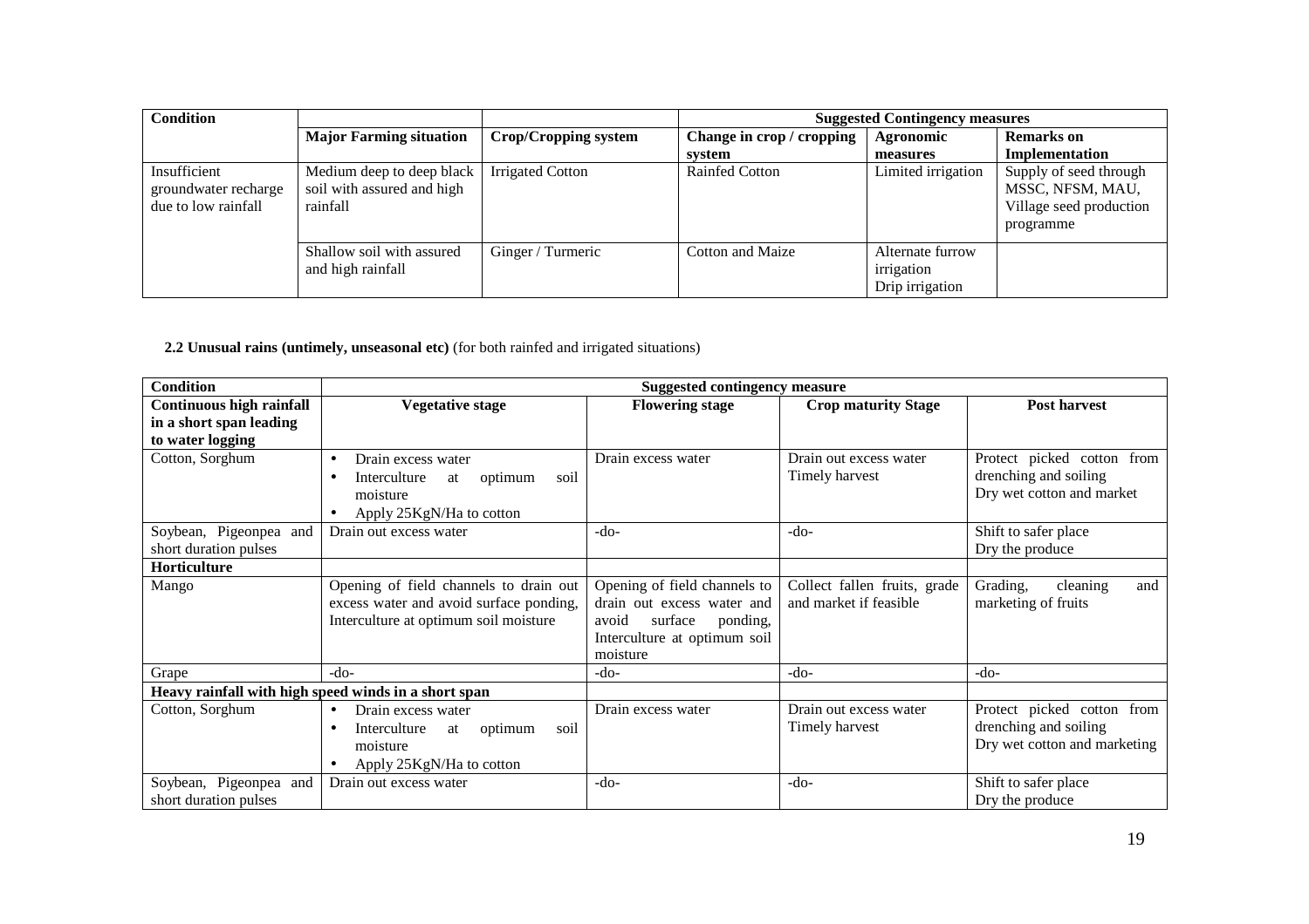| Condition | | | Suggested Contingency measures | | |
|---|---|---|---|---|---|
| | **Major Farming situation** | **Crop/Cropping system** | **Change in crop / cropping system** | **Agronomic measures** | **Remarks on Implementation** |
| Insufficient groundwater recharge due to low rainfall | Medium deep to deep black soil with assured and high rainfall | Irrigated Cotton | Rainfed Cotton | Limited irrigation | Supply of seed through MSSC, NFSM, MAU, Village seed production programme |
| | Shallow soil with assured and high rainfall | Ginger / Turmeric | Cotton and Maize | Alternate furrow irrigation Drip irrigation | |

**2.2 Unusual rains (untimely, unseasonal etc)** (for both rainfed and irrigated situations)

| Condition | Suggested contingency measure | | | |
|---|---|---|---|---|
| **Continuous high rainfall in a short span leading to water logging** | **Vegetative stage** | **Flowering stage** | **Crop maturity Stage** | **Post harvest** |
| Cotton, Sorghum | • Drain excess water<br>• Interculture at optimum soil moisture<br>• Apply 25KgN/Ha to cotton | Drain excess water | Drain out excess water<br>Timely harvest | Protect picked cotton from drenching and soiling<br>Dry wet cotton and market |
| Soybean, Pigeonpea and short duration pulses | Drain out excess water | -do- | -do- | Shift to safer place<br>Dry the produce |
| **Horticulture** | | | | |
| Mango | Opening of field channels to drain out excess water and avoid surface ponding, Interculture at optimum soil moisture | Opening of field channels to drain out excess water and avoid surface ponding, Interculture at optimum soil moisture | Collect fallen fruits, grade and market if feasible | Grading, cleaning and marketing of fruits |
| Grape | -do- | -do- | -do- | -do- |
| **Heavy rainfall with high speed winds in a short span** | | | | |
| Cotton, Sorghum | • Drain excess water<br>• Interculture at optimum soil moisture<br>• Apply 25KgN/Ha to cotton | Drain excess water | Drain out excess water<br>Timely harvest | Protect picked cotton from drenching and soiling<br>Dry wet cotton and marketing |
| Soybean, Pigeonpea and short duration pulses | Drain out excess water | -do- | -do- | Shift to safer place<br>Dry the produce |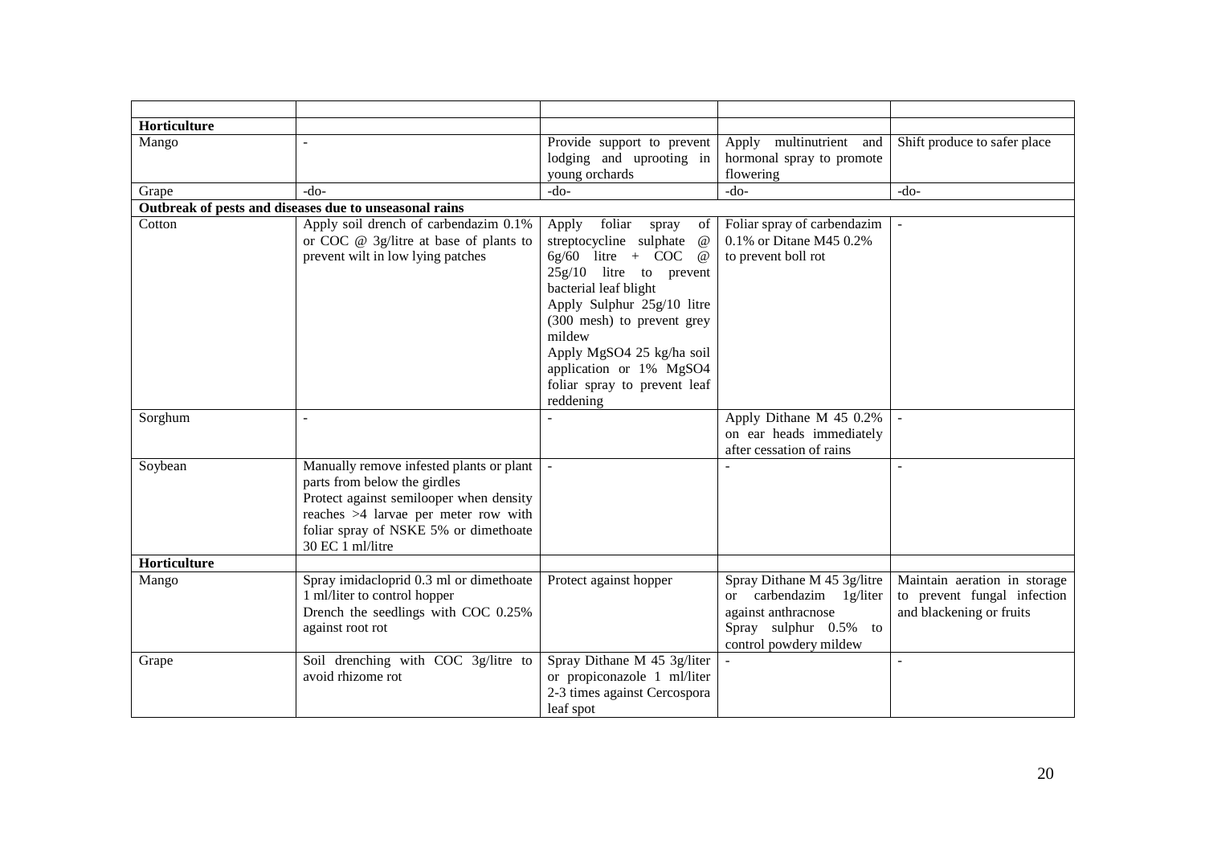| | | | | |
|---|---|---|---|---|
| **Horticulture** | | | | |
| Mango | - | Provide support to prevent lodging and uprooting in young orchards | Apply multinutrient and hormonal spray to promote flowering | Shift produce to safer place |
| Grape | -do- | -do- | -do- | -do- |
| **Outbreak of pests and diseases due to unseasonal rains** | | | | |
| Cotton | Apply soil drench of carbendazim 0.1% or COC @ 3g/litre at base of plants to prevent wilt in low lying patches | Apply foliar spray of streptocycline sulphate @ 6g/60 litre + COC @ 25g/10 litre to prevent bacterial leaf blight<br>Apply Sulphur 25g/10 litre (300 mesh) to prevent grey mildew<br>Apply MgSO4 25 kg/ha soil application or 1% MgSO4 foliar spray to prevent leaf reddening | Foliar spray of carbendazim 0.1% or Ditane M45 0.2% to prevent boll rot | - |
| Sorghum | - | - | Apply Dithane M 45 0.2% on ear heads immediately after cessation of rains | - |
| Soybean | Manually remove infested plants or plant parts from below the girdles<br>Protect against semilooper when density reaches >4 larvae per meter row with foliar spray of NSKE 5% or dimethoate 30 EC 1 ml/litre | - | - | - |
| **Horticulture** | | | | |
| Mango | Spray imidacloprid 0.3 ml or dimethoate 1 ml/liter to control hopper<br>Drench the seedlings with COC 0.25% against root rot | Protect against hopper | Spray Dithane M 45 3g/litre or carbendazim 1g/liter against anthracnose<br>Spray sulphur 0.5% to control powdery mildew | Maintain aeration in storage to prevent fungal infection and blackening or fruits |
| Grape | Soil drenching with COC 3g/litre to avoid rhizome rot | Spray Dithane M 45 3g/liter or propiconazole 1 ml/liter 2-3 times against Cercospora leaf spot | - | - |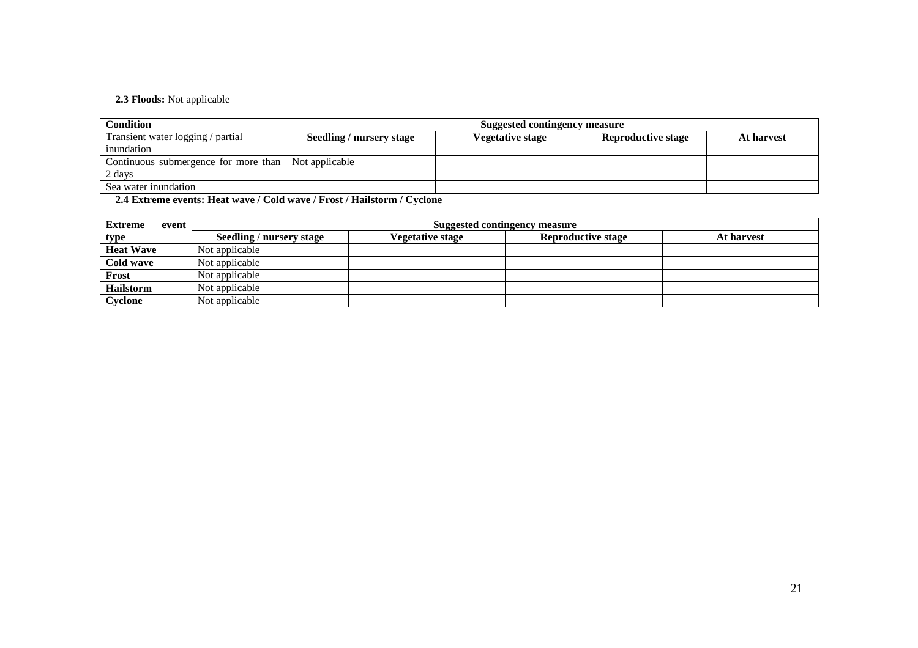**2.3 Floods:** Not applicable

| Condition | Suggested contingency measure | | | |
|---|---|---|---|---|
| Transient water logging / partial inundation | **Seedling / nursery stage** | **Vegetative stage** | **Reproductive stage** | **At harvest** |
| Continuous submergence for more than 2 days | Not applicable | | | |
| Sea water inundation | | | | |

**2.4 Extreme events: Heat wave / Cold wave / Frost / Hailstorm / Cyclone**

| Extreme event type | Suggested contingency measure | | | |
|---|---|---|---|---|
| | **Seedling / nursery stage** | **Vegetative stage** | **Reproductive stage** | **At harvest** |
| **Heat Wave** | Not applicable | | | |
| **Cold wave** | Not applicable | | | |
| **Frost** | Not applicable | | | |
| **Hailstorm** | Not applicable | | | |
| **Cyclone** | Not applicable | | | |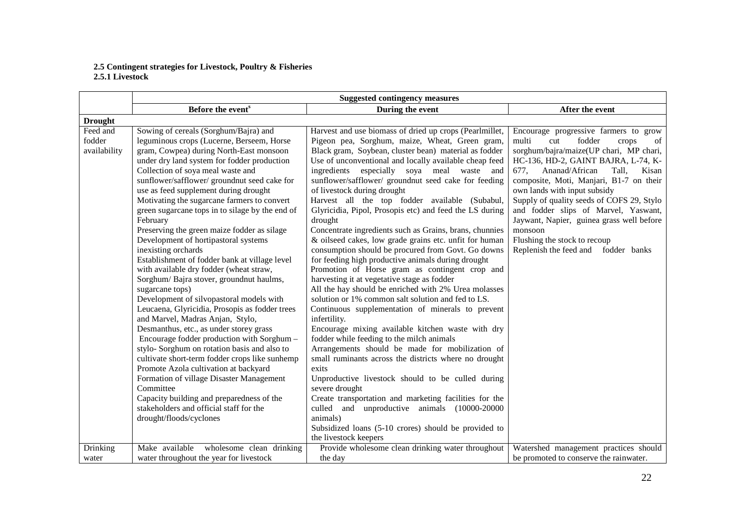**2.5 Contingent strategies for Livestock, Poultry & Fisheries**
**2.5.1 Livestock**

| | Suggested contingency measures | | |
|---|---|---|---|
| | **Before the event[s]** | **During the event** | **After the event** |
| **Drought** | | | |
| Feed and fodder availability | Sowing of cereals (Sorghum/Bajra) and leguminous crops (Lucerne, Berseem, Horse gram, Cowpea) during North-East monsoon under dry land system for fodder production<br>Collection of soya meal waste and sunflower/safflower/ groundnut seed cake for use as feed supplement during drought<br>Motivating the sugarcane farmers to convert green sugarcane tops in to silage by the end of February<br>Preserving the green maize fodder as silage<br>Development of hortipastoral systems inexisting orchards<br>Establishment of fodder bank at village level with available dry fodder (wheat straw, Sorghum/ Bajra stover, groundnut haulms, sugarcane tops)<br>Development of silvopastoral models with Leucaena, Glyricidia, Prosopis as fodder trees and Marvel, Madras Anjan, Stylo, Desmanthus, etc., as under storey grass<br>Encourage fodder production with Sorghum – stylo- Sorghum on rotation basis and also to cultivate short-term fodder crops like sunhemp<br>Promote Azola cultivation at backyard<br>Formation of village Disaster Management Committee<br>Capacity building and preparedness of the stakeholders and official staff for the drought/floods/cyclones | Harvest and use biomass of dried up crops (Pearlmillet, Pigeon pea, Sorghum, maize, Wheat, Green gram, Black gram, Soybean, cluster bean) material as fodder<br>Use of unconventional and locally available cheap feed ingredients especially soya meal waste and sunflower/safflower/ groundnut seed cake for feeding of livestock during drought<br>Harvest all the top fodder available (Subabul, Glyricidia, Pipol, Prosopis etc) and feed the LS during drought<br>Concentrate ingredients such as Grains, brans, chunnies & oilseed cakes, low grade grains etc. unfit for human consumption should be procured from Govt. Go downs for feeding high productive animals during drought<br>Promotion of Horse gram as contingent crop and harvesting it at vegetative stage as fodder<br>All the hay should be enriched with 2% Urea molasses solution or 1% common salt solution and fed to LS.<br>Continuous supplementation of minerals to prevent infertility.<br>Encourage mixing available kitchen waste with dry fodder while feeding to the milch animals<br>Arrangements should be made for mobilization of small ruminants across the districts where no drought exits<br>Unproductive livestock should to be culled during severe drought<br>Create transportation and marketing facilities for the culled and unproductive animals (10000-20000 animals)<br>Subsidized loans (5-10 crores) should be provided to the livestock keepers | Encourage progressive farmers to grow multi cut fodder crops of sorghum/bajra/maize(UP chari, MP chari, HC-136, HD-2, GAINT BAJRA, L-74, K-677, Ananad/African Tall, Kisan composite, Moti, Manjari, B1-7 on their own lands with input subsidy<br>Supply of quality seeds of COFS 29, Stylo and fodder slips of Marvel, Yaswant, Jaywant, Napier, guinea grass well before monsoon<br>Flushing the stock to recoup<br>Replenish the feed and fodder banks |
| Drinking water | Make available wholesome clean drinking water throughout the year for livestock | Provide wholesome clean drinking water throughout the day | Watershed management practices should be promoted to conserve the rainwater. |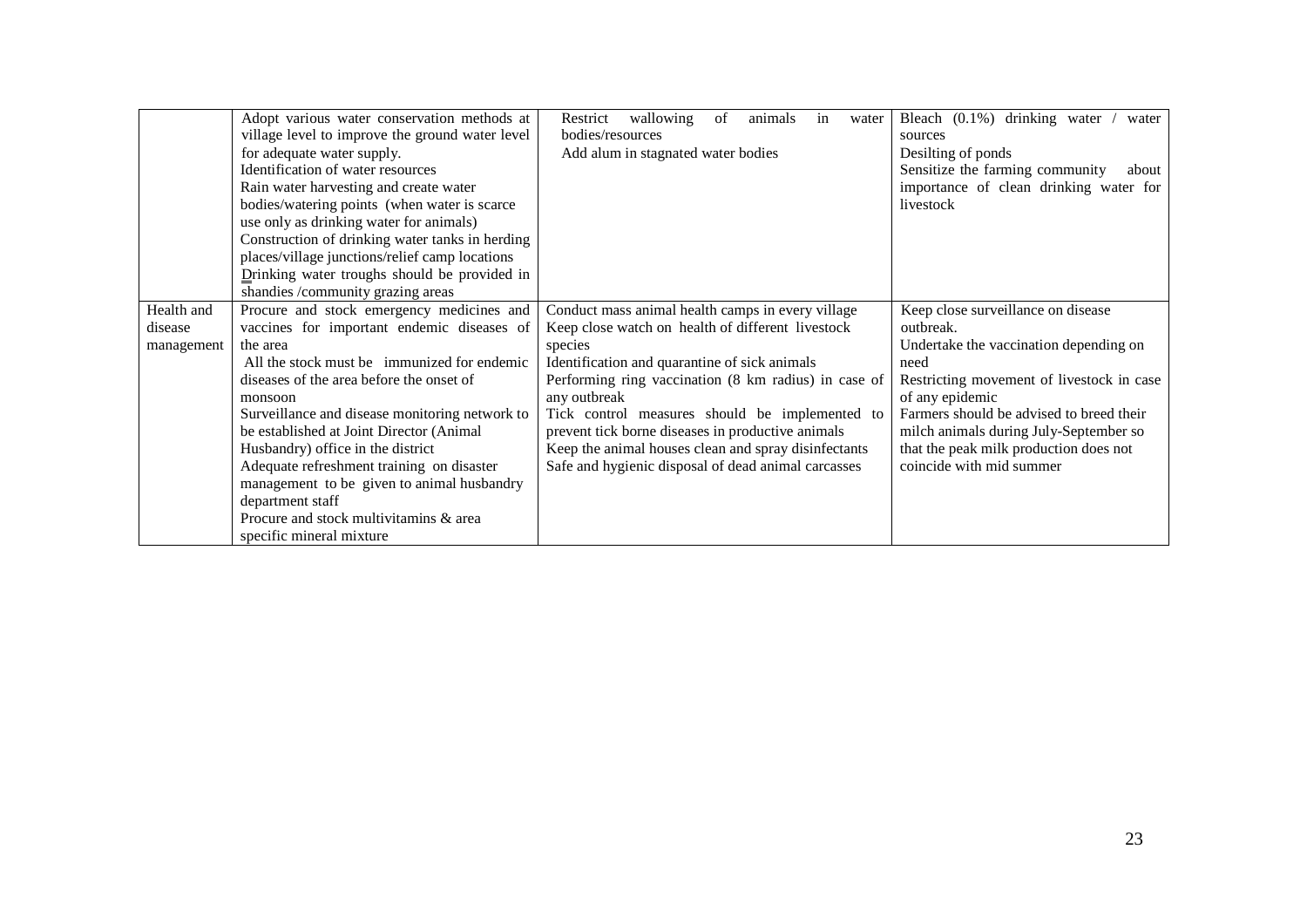| | | | |
|---|---|---|---|
| | Adopt various water conservation methods at village level to improve the ground water level for adequate water supply.<br>Identification of water resources<br>Rain water harvesting and create water bodies/watering points (when water is scarce use only as drinking water for animals)<br>Construction of drinking water tanks in herding places/village junctions/relief camp locations<br>Drinking water troughs should be provided in shandies /community grazing areas | Restrict wallowing of animals in water bodies/resources<br>Add alum in stagnated water bodies | Bleach (0.1%) drinking water / water sources<br>Desilting of ponds<br>Sensitize the farming community about importance of clean drinking water for livestock |
| Health and disease management | Procure and stock emergency medicines and vaccines for important endemic diseases of the area<br>All the stock must be immunized for endemic diseases of the area before the onset of monsoon<br>Surveillance and disease monitoring network to be established at Joint Director (Animal Husbandry) office in the district<br>Adequate refreshment training on disaster management to be given to animal husbandry department staff<br>Procure and stock multivitamins & area specific mineral mixture | Conduct mass animal health camps in every village<br>Keep close watch on health of different livestock species<br>Identification and quarantine of sick animals<br>Performing ring vaccination (8 km radius) in case of any outbreak<br>Tick control measures should be implemented to prevent tick borne diseases in productive animals<br>Keep the animal houses clean and spray disinfectants<br>Safe and hygienic disposal of dead animal carcasses | Keep close surveillance on disease outbreak.<br>Undertake the vaccination depending on need<br>Restricting movement of livestock in case of any epidemic<br>Farmers should be advised to breed their milch animals during July-September so that the peak milk production does not coincide with mid summer |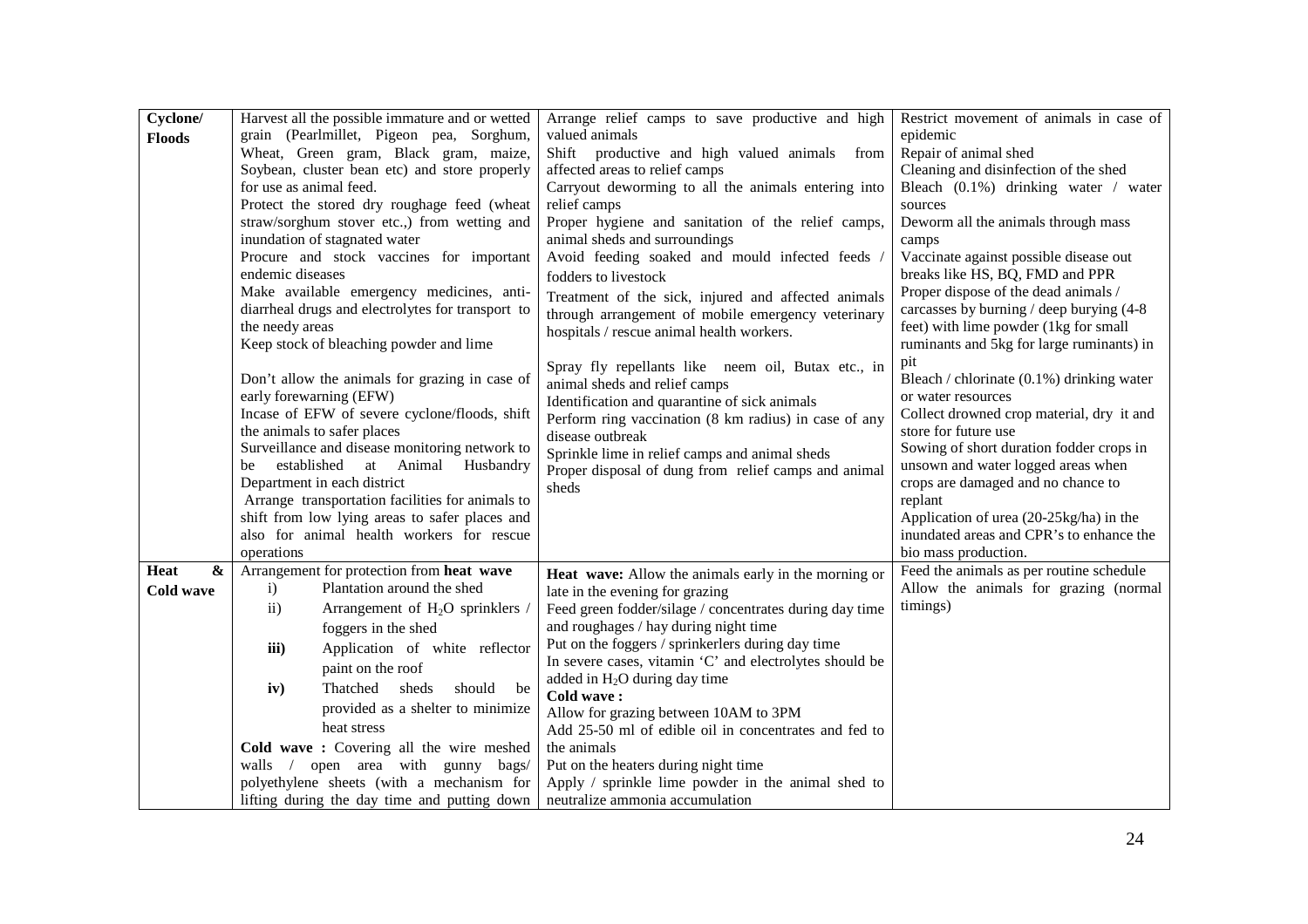| | | | |
|---|---|---|---|
| **Cyclone/ Floods** | Harvest all the possible immature and or wetted grain (Pearlmillet, Pigeon pea, Sorghum, Wheat, Green gram, Black gram, maize, Soybean, cluster bean etc) and store properly for use as animal feed.<br>Protect the stored dry roughage feed (wheat straw/sorghum stover etc.,) from wetting and inundation of stagnated water<br>Procure and stock vaccines for important endemic diseases<br>Make available emergency medicines, anti-diarrheal drugs and electrolytes for transport to the needy areas<br>Keep stock of bleaching powder and lime<br><br>Don't allow the animals for grazing in case of early forewarning (EFW)<br>Incase of EFW of severe cyclone/floods, shift the animals to safer places<br>Surveillance and disease monitoring network to be established at Animal Husbandry Department in each district<br>Arrange transportation facilities for animals to shift from low lying areas to safer places and also for animal health workers for rescue operations | Arrange relief camps to save productive and high valued animals<br>Shift productive and high valued animals from affected areas to relief camps<br>Carryout deworming to all the animals entering into relief camps<br>Proper hygiene and sanitation of the relief camps, animal sheds and surroundings<br>Avoid feeding soaked and mould infected feeds / fodders to livestock<br>Treatment of the sick, injured and affected animals through arrangement of mobile emergency veterinary hospitals / rescue animal health workers.<br><br>Spray fly repellants like neem oil, Butax etc., in animal sheds and relief camps<br>Identification and quarantine of sick animals<br>Perform ring vaccination (8 km radius) in case of any disease outbreak<br>Sprinkle lime in relief camps and animal sheds<br>Proper disposal of dung from relief camps and animal sheds | Restrict movement of animals in case of epidemic<br>Repair of animal shed<br>Cleaning and disinfection of the shed<br>Bleach (0.1%) drinking water / water sources<br>Deworm all the animals through mass camps<br>Vaccinate against possible disease out breaks like HS, BQ, FMD and PPR<br>Proper dispose of the dead animals / carcasses by burning / deep burying (4-8 feet) with lime powder (1kg for small ruminants and 5kg for large ruminants) in pit<br>Bleach / chlorinate (0.1%) drinking water or water resources<br>Collect drowned crop material, dry it and store for future use<br>Sowing of short duration fodder crops in unsown and water logged areas when crops are damaged and no chance to replant<br>Application of urea (20-25kg/ha) in the inundated areas and CPR's to enhance the bio mass production. |
| **Heat & Cold wave** | Arrangement for protection from **heat wave**<br>i) Plantation around the shed<br>ii) Arrangement of $H_2O$ sprinklers / foggers in the shed<br>**iii)** Application of white reflector paint on the roof<br>**iv)** Thatched sheds should be provided as a shelter to minimize heat stress<br>**Cold wave :** Covering all the wire meshed walls / open area with gunny bags/ polyethylene sheets (with a mechanism for lifting during the day time and putting down | **Heat wave:** Allow the animals early in the morning or late in the evening for grazing<br>Feed green fodder/silage / concentrates during day time and roughages / hay during night time<br>Put on the foggers / sprinkerlers during day time<br>In severe cases, vitamin 'C' and electrolytes should be added in $H_2O$ during day time<br>**Cold wave :**<br>Allow for grazing between 10AM to 3PM<br>Add 25-50 ml of edible oil in concentrates and fed to the animals<br>Put on the heaters during night time<br>Apply / sprinkle lime powder in the animal shed to neutralize ammonia accumulation | Feed the animals as per routine schedule<br>Allow the animals for grazing (normal timings) |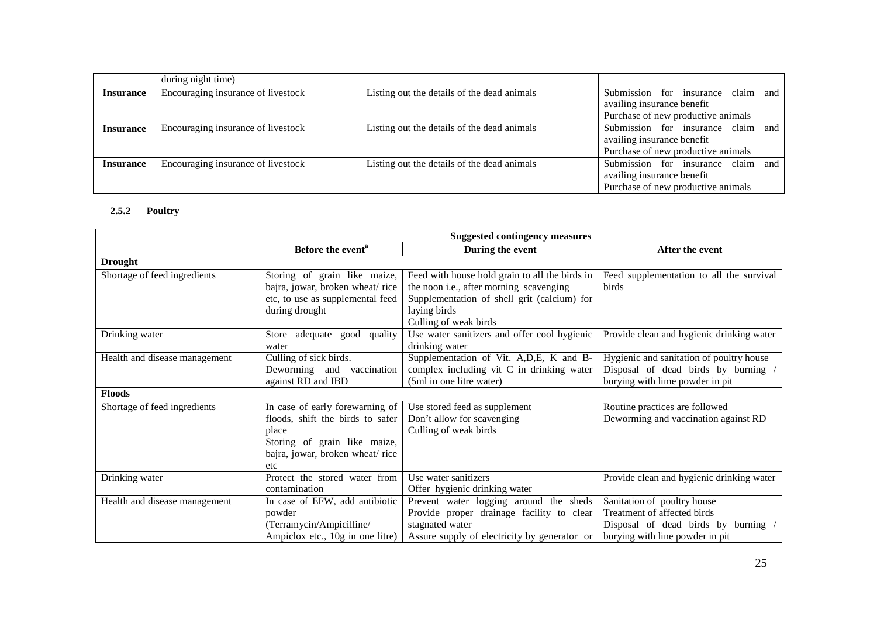| | during night time) | | |
|---|---|---|---|
| **Insurance** | Encouraging insurance of livestock | Listing out the details of the dead animals | Submission for insurance claim and availing insurance benefit<br>Purchase of new productive animals |
| **Insurance** | Encouraging insurance of livestock | Listing out the details of the dead animals | Submission for insurance claim and availing insurance benefit<br>Purchase of new productive animals |
| **Insurance** | Encouraging insurance of livestock | Listing out the details of the dead animals | Submission for insurance claim and availing insurance benefit<br>Purchase of new productive animals |

### 2.5.2 Poultry

| | Suggested contingency measures | | |
|---|---|---|---|
| | **Before the event**[a] | **During the event** | **After the event** |
| **Drought** | | | |
| Shortage of feed ingredients | Storing of grain like maize, bajra, jowar, broken wheat/ rice etc, to use as supplemental feed during drought | Feed with house hold grain to all the birds in the noon i.e., after morning scavenging<br>Supplementation of shell grit (calcium) for laying birds<br>Culling of weak birds | Feed supplementation to all the survival birds |
| Drinking water | Store adequate good quality water | Use water sanitizers and offer cool hygienic drinking water | Provide clean and hygienic drinking water |
| Health and disease management | Culling of sick birds.<br>Deworming and vaccination against RD and IBD | Supplementation of Vit. A,D,E, K and B-complex including vit C in drinking water (5ml in one litre water) | Hygienic and sanitation of poultry house<br>Disposal of dead birds by burning / burying with lime powder in pit |
| **Floods** | | | |
| Shortage of feed ingredients | In case of early forewarning of floods, shift the birds to safer place<br>Storing of grain like maize, bajra, jowar, broken wheat/ rice etc | Use stored feed as supplement<br>Don't allow for scavenging<br>Culling of weak birds | Routine practices are followed<br>Deworming and vaccination against RD |
| Drinking water | Protect the stored water from contamination | Use water sanitizers<br>Offer hygienic drinking water | Provide clean and hygienic drinking water |
| Health and disease management | In case of EFW, add antibiotic powder (Terramycin/Ampicilline/ Ampiclox etc., 10g in one litre) | Prevent water logging around the sheds<br>Provide proper drainage facility to clear stagnated water<br>Assure supply of electricity by generator or | Sanitation of poultry house<br>Treatment of affected birds<br>Disposal of dead birds by burning / burying with line powder in pit |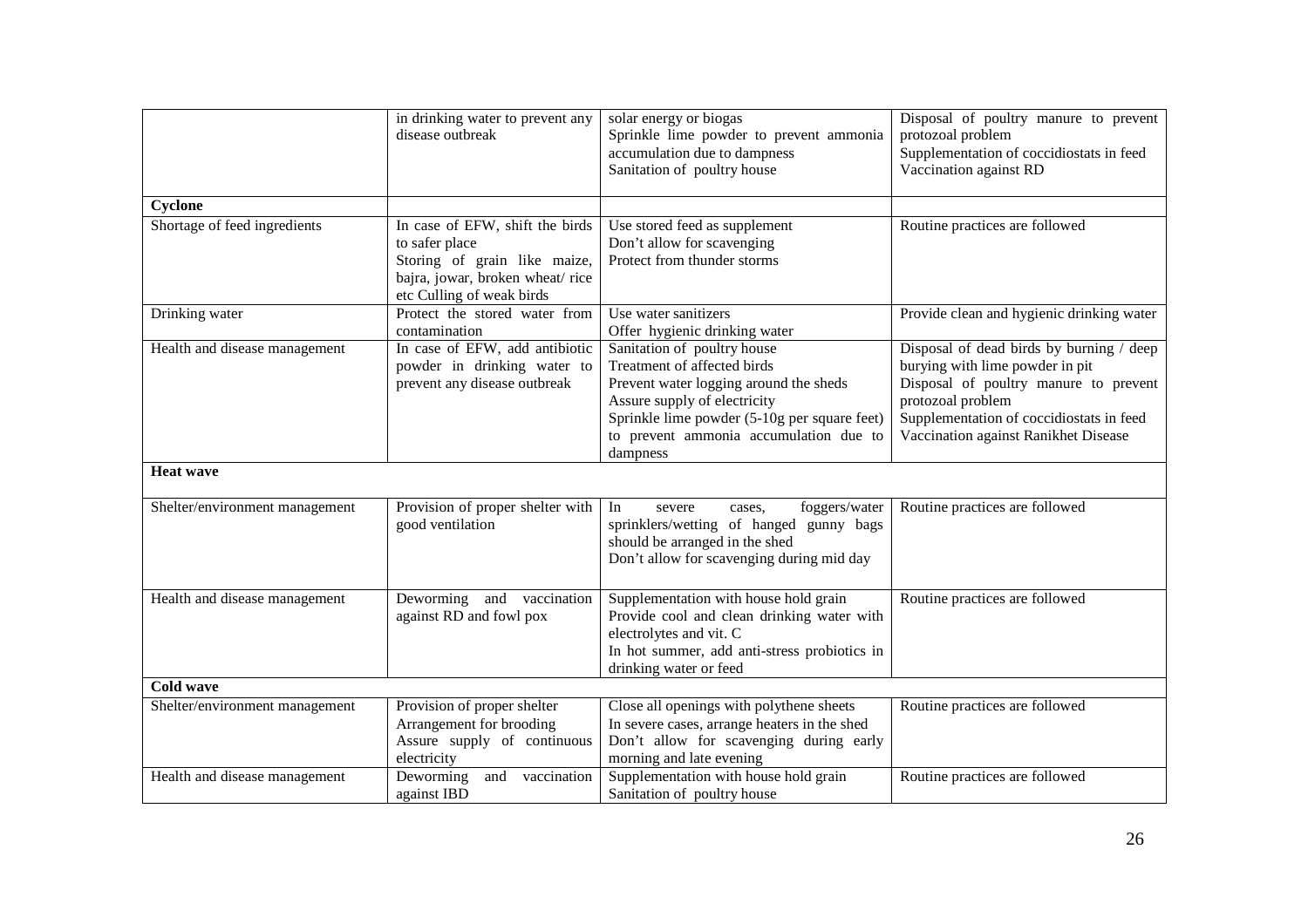| | | | |
|---|---|---|---|
| | in drinking water to prevent any disease outbreak | solar energy or biogas<br>Sprinkle lime powder to prevent ammonia accumulation due to dampness<br>Sanitation of poultry house | Disposal of poultry manure to prevent protozoal problem<br>Supplementation of coccidiostats in feed<br>Vaccination against RD |
| **Cyclone** | | | |
| Shortage of feed ingredients | In case of EFW, shift the birds to safer place<br>Storing of grain like maize, bajra, jowar, broken wheat/ rice etc Culling of weak birds | Use stored feed as supplement<br>Don't allow for scavenging<br>Protect from thunder storms | Routine practices are followed |
| Drinking water | Protect the stored water from contamination | Use water sanitizers<br>Offer hygienic drinking water | Provide clean and hygienic drinking water |
| Health and disease management | In case of EFW, add antibiotic powder in drinking water to prevent any disease outbreak | Sanitation of poultry house<br>Treatment of affected birds<br>Prevent water logging around the sheds<br>Assure supply of electricity<br>Sprinkle lime powder (5-10g per square feet) to prevent ammonia accumulation due to dampness | Disposal of dead birds by burning / deep burying with lime powder in pit<br>Disposal of poultry manure to prevent protozoal problem<br>Supplementation of coccidiostats in feed<br>Vaccination against Ranikhet Disease |
| **Heat wave** | | | |
| Shelter/environment management | Provision of proper shelter with good ventilation | In severe cases, foggers/water sprinklers/wetting of hanged gunny bags should be arranged in the shed<br>Don't allow for scavenging during mid day | Routine practices are followed |
| Health and disease management | Deworming and vaccination against RD and fowl pox | Supplementation with house hold grain<br>Provide cool and clean drinking water with electrolytes and vit. C<br>In hot summer, add anti-stress probiotics in drinking water or feed | Routine practices are followed |
| **Cold wave** | | | |
| Shelter/environment management | Provision of proper shelter<br>Arrangement for brooding<br>Assure supply of continuous electricity | Close all openings with polythene sheets<br>In severe cases, arrange heaters in the shed<br>Don't allow for scavenging during early morning and late evening | Routine practices are followed |
| Health and disease management | Deworming and vaccination against IBD | Supplementation with house hold grain<br>Sanitation of poultry house | Routine practices are followed |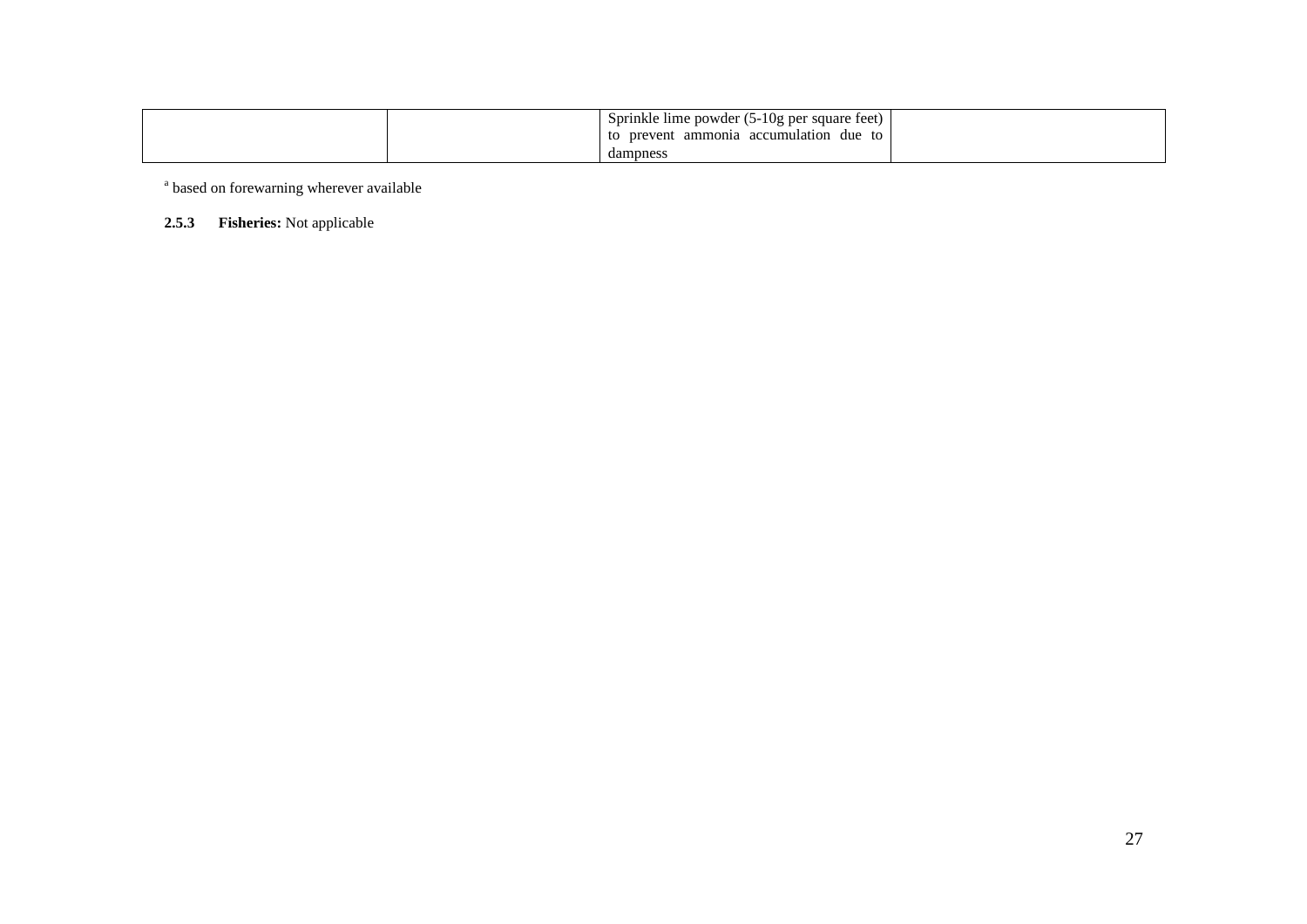| | | | |
|---|---|---|---|
| | | Sprinkle lime powder (5-10g per square feet) to prevent ammonia accumulation due to dampness | |

[a] based on forewarning wherever available

**2.5.3 Fisheries:** Not applicable